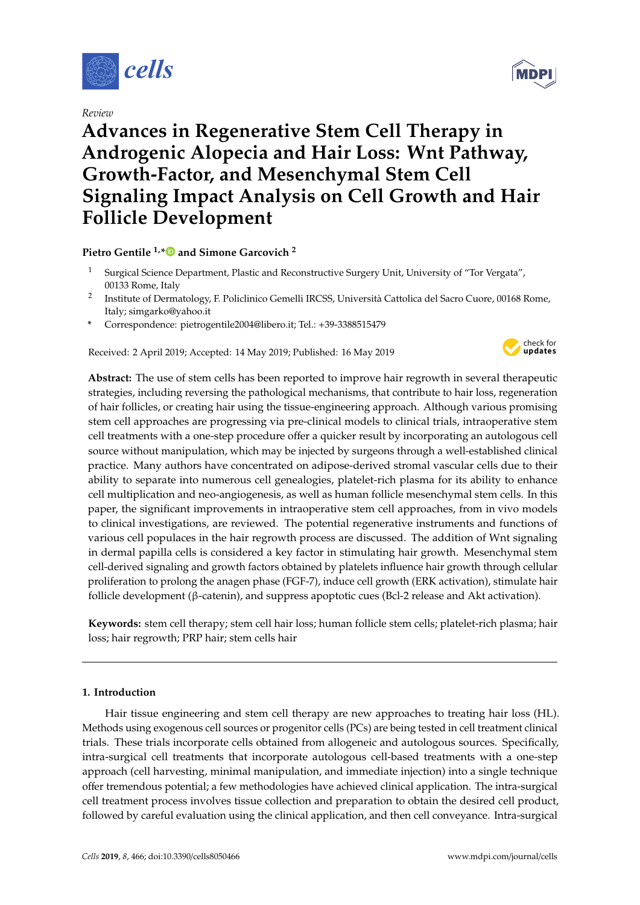*Review*

# Advances in Regenerative Stem Cell Therapy in Androgenic Alopecia and Hair Loss: Wnt Pathway, Growth-Factor, and Mesenchymal Stem Cell Signaling Impact Analysis on Cell Growth and Hair Follicle Development

**Pietro Gentile [1,*] and Simone Garcovich [2]**

1. Surgical Science Department, Plastic and Reconstructive Surgery Unit, University of "Tor Vergata", 00133 Rome, Italy
2. Institute of Dermatology, F. Policlinico Gemelli IRCSS, Università Cattolica del Sacro Cuore, 00168 Rome, Italy; simgarko@yahoo.it

\* Correspondence: pietrogentile2004@libero.it; Tel.: +39-3388515479

Received: 2 April 2019; Accepted: 14 May 2019; Published: 16 May 2019

**Abstract:** The use of stem cells has been reported to improve hair regrowth in several therapeutic strategies, including reversing the pathological mechanisms, that contribute to hair loss, regeneration of hair follicles, or creating hair using the tissue-engineering approach. Although various promising stem cell approaches are progressing via pre-clinical models to clinical trials, intraoperative stem cell treatments with a one-step procedure offer a quicker result by incorporating an autologous cell source without manipulation, which may be injected by surgeons through a well-established clinical practice. Many authors have concentrated on adipose-derived stromal vascular cells due to their ability to separate into numerous cell genealogies, platelet-rich plasma for its ability to enhance cell multiplication and neo-angiogenesis, as well as human follicle mesenchymal stem cells. In this paper, the significant improvements in intraoperative stem cell approaches, from in vivo models to clinical investigations, are reviewed. The potential regenerative instruments and functions of various cell populaces in the hair regrowth process are discussed. The addition of Wnt signaling in dermal papilla cells is considered a key factor in stimulating hair growth. Mesenchymal stem cell-derived signaling and growth factors obtained by platelets influence hair growth through cellular proliferation to prolong the anagen phase (FGF-7), induce cell growth (ERK activation), stimulate hair follicle development (β-catenin), and suppress apoptotic cues (Bcl-2 release and Akt activation).

**Keywords:** stem cell therapy; stem cell hair loss; human follicle stem cells; platelet-rich plasma; hair loss; hair regrowth; PRP hair; stem cells hair

## 1. Introduction

Hair tissue engineering and stem cell therapy are new approaches to treating hair loss (HL). Methods using exogenous cell sources or progenitor cells (PCs) are being tested in cell treatment clinical trials. These trials incorporate cells obtained from allogeneic and autologous sources. Specifically, intra-surgical cell treatments that incorporate autologous cell-based treatments with a one-step approach (cell harvesting, minimal manipulation, and immediate injection) into a single technique offer tremendous potential; a few methodologies have achieved clinical application. The intra-surgical cell treatment process involves tissue collection and preparation to obtain the desired cell product, followed by careful evaluation using the clinical application, and then cell conveyance. Intra-surgical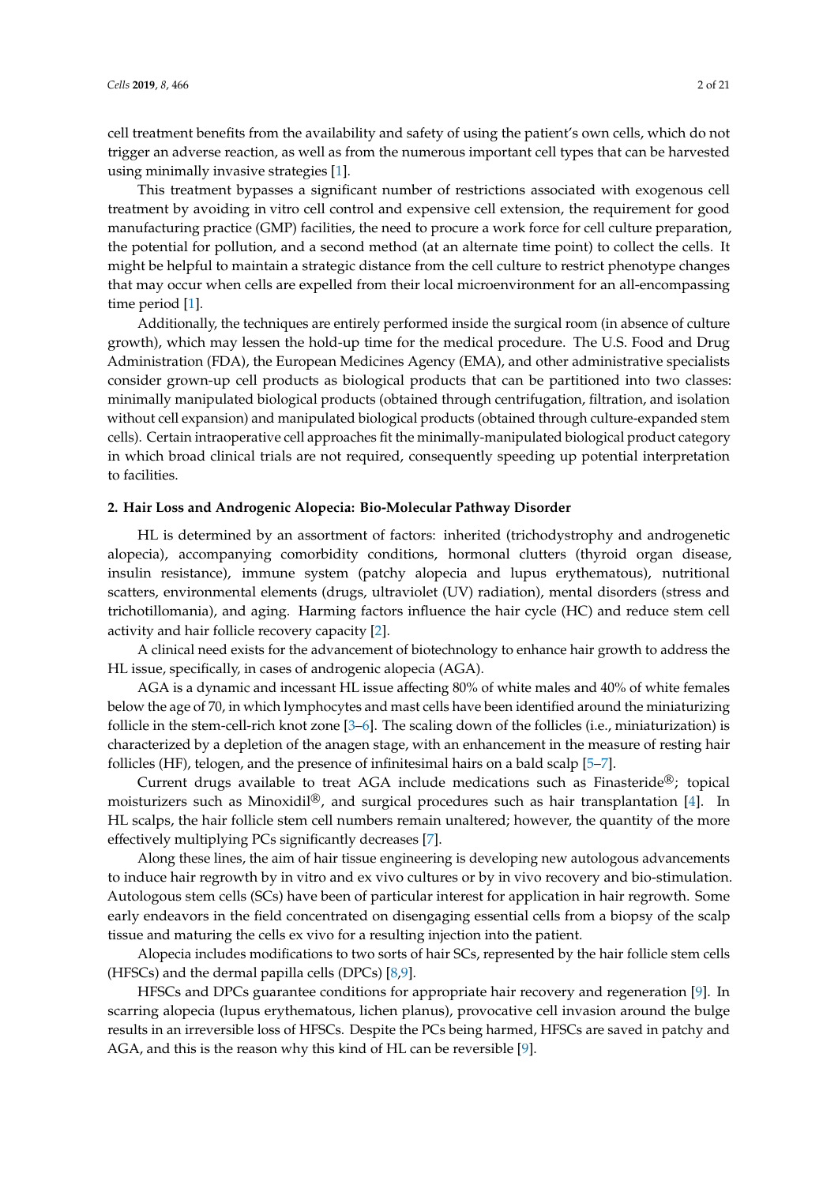cell treatment benefits from the availability and safety of using the patient's own cells, which do not trigger an adverse reaction, as well as from the numerous important cell types that can be harvested using minimally invasive strategies [1].

This treatment bypasses a significant number of restrictions associated with exogenous cell treatment by avoiding in vitro cell control and expensive cell extension, the requirement for good manufacturing practice (GMP) facilities, the need to procure a work force for cell culture preparation, the potential for pollution, and a second method (at an alternate time point) to collect the cells. It might be helpful to maintain a strategic distance from the cell culture to restrict phenotype changes that may occur when cells are expelled from their local microenvironment for an all-encompassing time period [1].

Additionally, the techniques are entirely performed inside the surgical room (in absence of culture growth), which may lessen the hold-up time for the medical procedure. The U.S. Food and Drug Administration (FDA), the European Medicines Agency (EMA), and other administrative specialists consider grown-up cell products as biological products that can be partitioned into two classes: minimally manipulated biological products (obtained through centrifugation, filtration, and isolation without cell expansion) and manipulated biological products (obtained through culture-expanded stem cells). Certain intraoperative cell approaches fit the minimally-manipulated biological product category in which broad clinical trials are not required, consequently speeding up potential interpretation to facilities.

## 2. Hair Loss and Androgenic Alopecia: Bio-Molecular Pathway Disorder

HL is determined by an assortment of factors: inherited (trichodystrophy and androgenetic alopecia), accompanying comorbidity conditions, hormonal clutters (thyroid organ disease, insulin resistance), immune system (patchy alopecia and lupus erythematous), nutritional scatters, environmental elements (drugs, ultraviolet (UV) radiation), mental disorders (stress and trichotillomania), and aging. Harming factors influence the hair cycle (HC) and reduce stem cell activity and hair follicle recovery capacity [2].

A clinical need exists for the advancement of biotechnology to enhance hair growth to address the HL issue, specifically, in cases of androgenic alopecia (AGA).

AGA is a dynamic and incessant HL issue affecting 80% of white males and 40% of white females below the age of 70, in which lymphocytes and mast cells have been identified around the miniaturizing follicle in the stem-cell-rich knot zone [3–6]. The scaling down of the follicles (i.e., miniaturization) is characterized by a depletion of the anagen stage, with an enhancement in the measure of resting hair follicles (HF), telogen, and the presence of infinitesimal hairs on a bald scalp [5–7].

Current drugs available to treat AGA include medications such as Finasteride®; topical moisturizers such as Minoxidil®, and surgical procedures such as hair transplantation [4]. In HL scalps, the hair follicle stem cell numbers remain unaltered; however, the quantity of the more effectively multiplying PCs significantly decreases [7].

Along these lines, the aim of hair tissue engineering is developing new autologous advancements to induce hair regrowth by in vitro and ex vivo cultures or by in vivo recovery and bio-stimulation. Autologous stem cells (SCs) have been of particular interest for application in hair regrowth. Some early endeavors in the field concentrated on disengaging essential cells from a biopsy of the scalp tissue and maturing the cells ex vivo for a resulting injection into the patient.

Alopecia includes modifications to two sorts of hair SCs, represented by the hair follicle stem cells (HFSCs) and the dermal papilla cells (DPCs) [8,9].

HFSCs and DPCs guarantee conditions for appropriate hair recovery and regeneration [9]. In scarring alopecia (lupus erythematous, lichen planus), provocative cell invasion around the bulge results in an irreversible loss of HFSCs. Despite the PCs being harmed, HFSCs are saved in patchy and AGA, and this is the reason why this kind of HL can be reversible [9].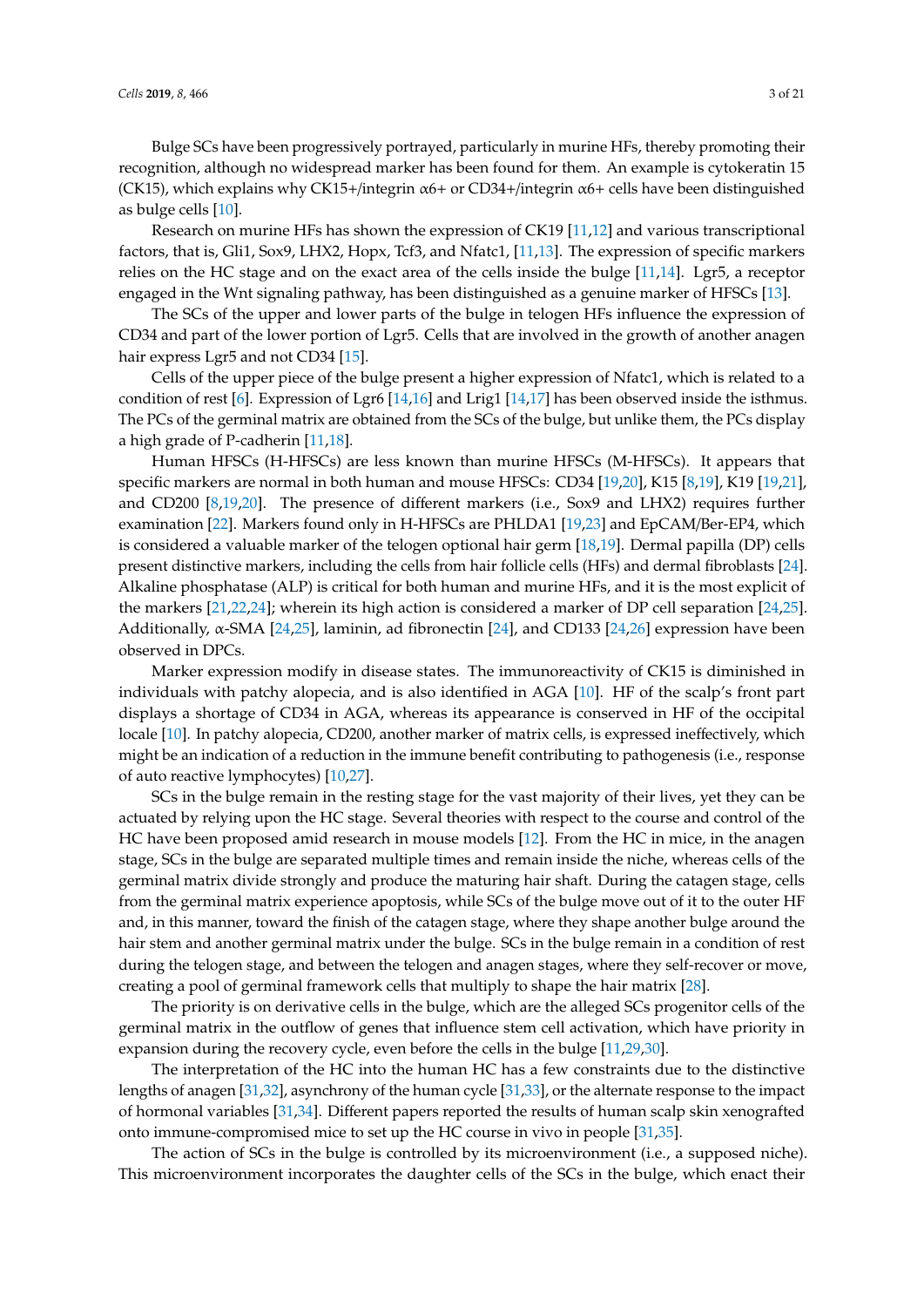Bulge SCs have been progressively portrayed, particularly in murine HFs, thereby promoting their recognition, although no widespread marker has been found for them. An example is cytokeratin 15 (CK15), which explains why CK15+/integrin α6+ or CD34+/integrin α6+ cells have been distinguished as bulge cells [10].

Research on murine HFs has shown the expression of CK19 [11,12] and various transcriptional factors, that is, Gli1, Sox9, LHX2, Hopx, Tcf3, and Nfatc1, [11,13]. The expression of specific markers relies on the HC stage and on the exact area of the cells inside the bulge [11,14]. Lgr5, a receptor engaged in the Wnt signaling pathway, has been distinguished as a genuine marker of HFSCs [13].

The SCs of the upper and lower parts of the bulge in telogen HFs influence the expression of CD34 and part of the lower portion of Lgr5. Cells that are involved in the growth of another anagen hair express Lgr5 and not CD34 [15].

Cells of the upper piece of the bulge present a higher expression of Nfatc1, which is related to a condition of rest [6]. Expression of Lgr6 [14,16] and Lrig1 [14,17] has been observed inside the isthmus. The PCs of the germinal matrix are obtained from the SCs of the bulge, but unlike them, the PCs display a high grade of P-cadherin [11,18].

Human HFSCs (H-HFSCs) are less known than murine HFSCs (M-HFSCs). It appears that specific markers are normal in both human and mouse HFSCs: CD34 [19,20], K15 [8,19], K19 [19,21], and CD200 [8,19,20]. The presence of different markers (i.e., Sox9 and LHX2) requires further examination [22]. Markers found only in H-HFSCs are PHLDA1 [19,23] and EpCAM/Ber-EP4, which is considered a valuable marker of the telogen optional hair germ [18,19]. Dermal papilla (DP) cells present distinctive markers, including the cells from hair follicle cells (HFs) and dermal fibroblasts [24]. Alkaline phosphatase (ALP) is critical for both human and murine HFs, and it is the most explicit of the markers [21,22,24]; wherein its high action is considered a marker of DP cell separation [24,25]. Additionally, α-SMA [24,25], laminin, ad fibronectin [24], and CD133 [24,26] expression have been observed in DPCs.

Marker expression modify in disease states. The immunoreactivity of CK15 is diminished in individuals with patchy alopecia, and is also identified in AGA [10]. HF of the scalp's front part displays a shortage of CD34 in AGA, whereas its appearance is conserved in HF of the occipital locale [10]. In patchy alopecia, CD200, another marker of matrix cells, is expressed ineffectively, which might be an indication of a reduction in the immune benefit contributing to pathogenesis (i.e., response of auto reactive lymphocytes) [10,27].

SCs in the bulge remain in the resting stage for the vast majority of their lives, yet they can be actuated by relying upon the HC stage. Several theories with respect to the course and control of the HC have been proposed amid research in mouse models [12]. From the HC in mice, in the anagen stage, SCs in the bulge are separated multiple times and remain inside the niche, whereas cells of the germinal matrix divide strongly and produce the maturing hair shaft. During the catagen stage, cells from the germinal matrix experience apoptosis, while SCs of the bulge move out of it to the outer HF and, in this manner, toward the finish of the catagen stage, where they shape another bulge around the hair stem and another germinal matrix under the bulge. SCs in the bulge remain in a condition of rest during the telogen stage, and between the telogen and anagen stages, where they self-recover or move, creating a pool of germinal framework cells that multiply to shape the hair matrix [28].

The priority is on derivative cells in the bulge, which are the alleged SCs progenitor cells of the germinal matrix in the outflow of genes that influence stem cell activation, which have priority in expansion during the recovery cycle, even before the cells in the bulge [11,29,30].

The interpretation of the HC into the human HC has a few constraints due to the distinctive lengths of anagen [31,32], asynchrony of the human cycle [31,33], or the alternate response to the impact of hormonal variables [31,34]. Different papers reported the results of human scalp skin xenografted onto immune-compromised mice to set up the HC course in vivo in people [31,35].

The action of SCs in the bulge is controlled by its microenvironment (i.e., a supposed niche). This microenvironment incorporates the daughter cells of the SCs in the bulge, which enact their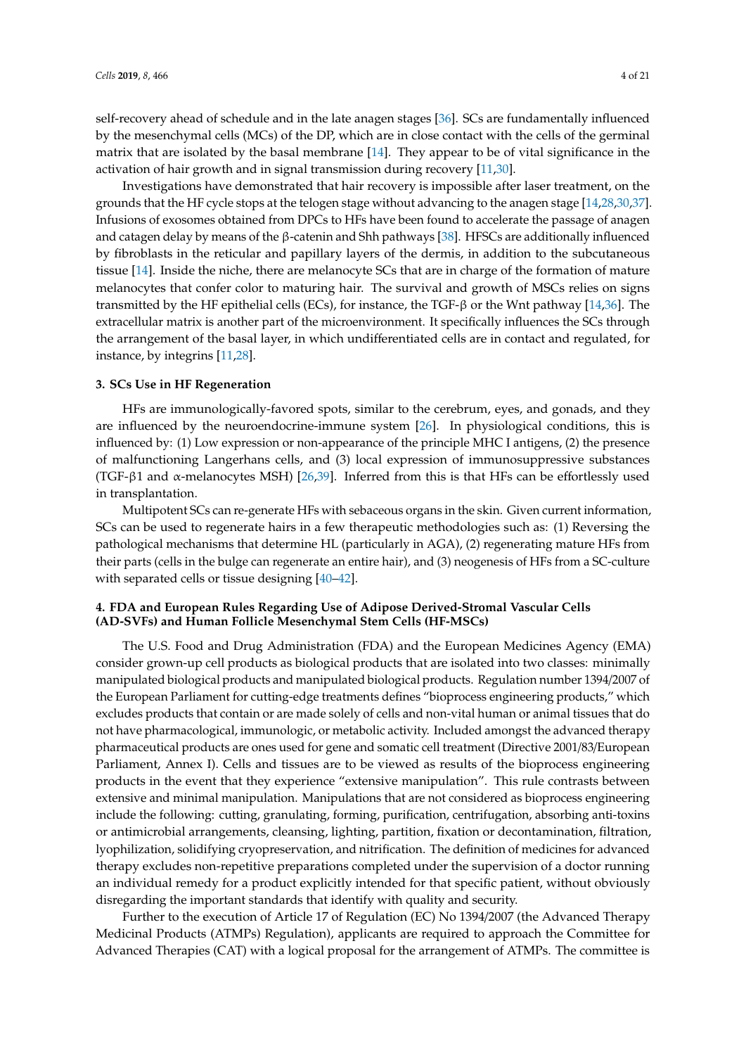self-recovery ahead of schedule and in the late anagen stages [36]. SCs are fundamentally influenced by the mesenchymal cells (MCs) of the DP, which are in close contact with the cells of the germinal matrix that are isolated by the basal membrane [14]. They appear to be of vital significance in the activation of hair growth and in signal transmission during recovery [11,30].

Investigations have demonstrated that hair recovery is impossible after laser treatment, on the grounds that the HF cycle stops at the telogen stage without advancing to the anagen stage [14,28,30,37]. Infusions of exosomes obtained from DPCs to HFs have been found to accelerate the passage of anagen and catagen delay by means of the β-catenin and Shh pathways [38]. HFSCs are additionally influenced by fibroblasts in the reticular and papillary layers of the dermis, in addition to the subcutaneous tissue [14]. Inside the niche, there are melanocyte SCs that are in charge of the formation of mature melanocytes that confer color to maturing hair. The survival and growth of MSCs relies on signs transmitted by the HF epithelial cells (ECs), for instance, the TGF-β or the Wnt pathway [14,36]. The extracellular matrix is another part of the microenvironment. It specifically influences the SCs through the arrangement of the basal layer, in which undifferentiated cells are in contact and regulated, for instance, by integrins [11,28].

## 3. SCs Use in HF Regeneration

HFs are immunologically-favored spots, similar to the cerebrum, eyes, and gonads, and they are influenced by the neuroendocrine-immune system [26]. In physiological conditions, this is influenced by: (1) Low expression or non-appearance of the principle MHC I antigens, (2) the presence of malfunctioning Langerhans cells, and (3) local expression of immunosuppressive substances (TGF-β1 and α-melanocytes MSH) [26,39]. Inferred from this is that HFs can be effortlessly used in transplantation.

Multipotent SCs can re-generate HFs with sebaceous organs in the skin. Given current information, SCs can be used to regenerate hairs in a few therapeutic methodologies such as: (1) Reversing the pathological mechanisms that determine HL (particularly in AGA), (2) regenerating mature HFs from their parts (cells in the bulge can regenerate an entire hair), and (3) neogenesis of HFs from a SC-culture with separated cells or tissue designing [40–42].

## 4. FDA and European Rules Regarding Use of Adipose Derived-Stromal Vascular Cells (AD-SVFs) and Human Follicle Mesenchymal Stem Cells (HF-MSCs)

The U.S. Food and Drug Administration (FDA) and the European Medicines Agency (EMA) consider grown-up cell products as biological products that are isolated into two classes: minimally manipulated biological products and manipulated biological products. Regulation number 1394/2007 of the European Parliament for cutting-edge treatments defines "bioprocess engineering products," which excludes products that contain or are made solely of cells and non-vital human or animal tissues that do not have pharmacological, immunologic, or metabolic activity. Included amongst the advanced therapy pharmaceutical products are ones used for gene and somatic cell treatment (Directive 2001/83/European Parliament, Annex I). Cells and tissues are to be viewed as results of the bioprocess engineering products in the event that they experience "extensive manipulation". This rule contrasts between extensive and minimal manipulation. Manipulations that are not considered as bioprocess engineering include the following: cutting, granulating, forming, purification, centrifugation, absorbing anti-toxins or antimicrobial arrangements, cleansing, lighting, partition, fixation or decontamination, filtration, lyophilization, solidifying cryopreservation, and nitrification. The definition of medicines for advanced therapy excludes non-repetitive preparations completed under the supervision of a doctor running an individual remedy for a product explicitly intended for that specific patient, without obviously disregarding the important standards that identify with quality and security.

Further to the execution of Article 17 of Regulation (EC) No 1394/2007 (the Advanced Therapy Medicinal Products (ATMPs) Regulation), applicants are required to approach the Committee for Advanced Therapies (CAT) with a logical proposal for the arrangement of ATMPs. The committee is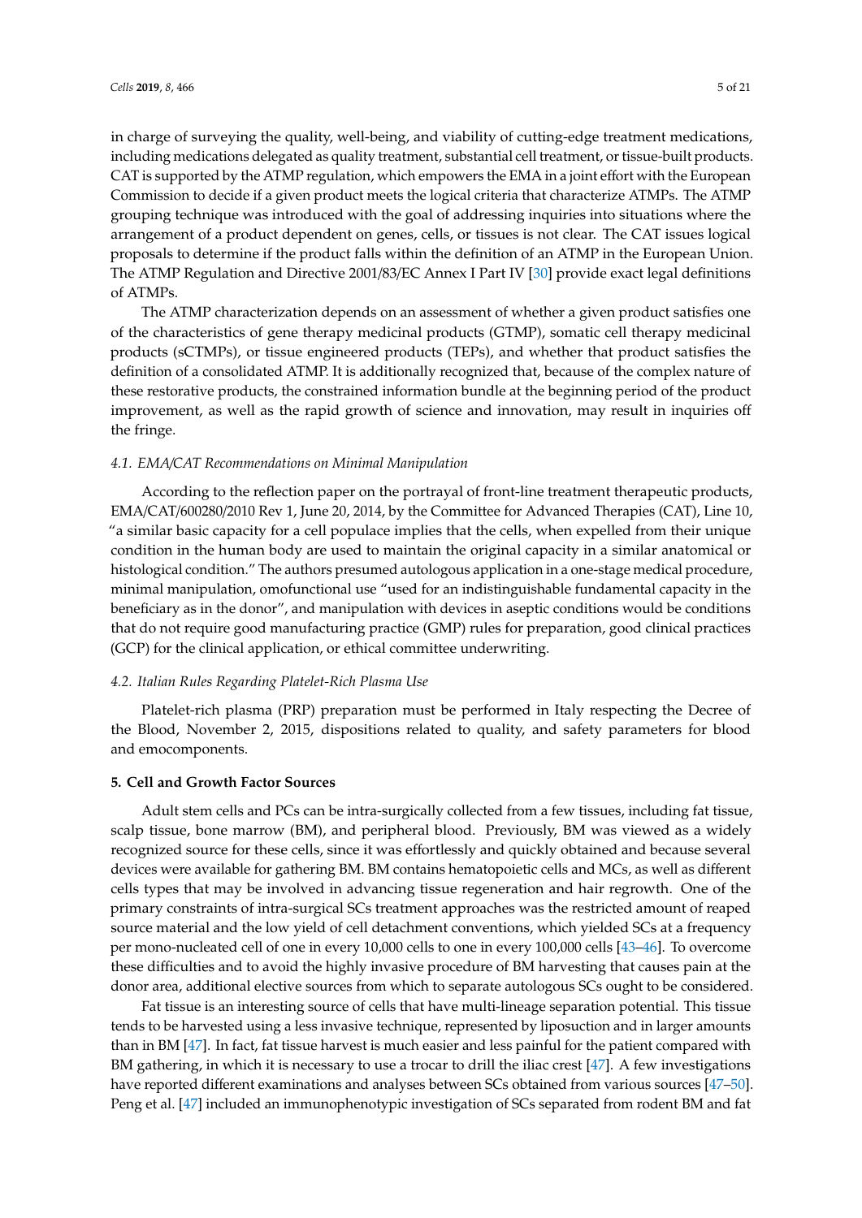in charge of surveying the quality, well-being, and viability of cutting-edge treatment medications, including medications delegated as quality treatment, substantial cell treatment, or tissue-built products. CAT is supported by the ATMP regulation, which empowers the EMA in a joint effort with the European Commission to decide if a given product meets the logical criteria that characterize ATMPs. The ATMP grouping technique was introduced with the goal of addressing inquiries into situations where the arrangement of a product dependent on genes, cells, or tissues is not clear. The CAT issues logical proposals to determine if the product falls within the definition of an ATMP in the European Union. The ATMP Regulation and Directive 2001/83/EC Annex I Part IV [30] provide exact legal definitions of ATMPs.

The ATMP characterization depends on an assessment of whether a given product satisfies one of the characteristics of gene therapy medicinal products (GTMP), somatic cell therapy medicinal products (sCTMPs), or tissue engineered products (TEPs), and whether that product satisfies the definition of a consolidated ATMP. It is additionally recognized that, because of the complex nature of these restorative products, the constrained information bundle at the beginning period of the product improvement, as well as the rapid growth of science and innovation, may result in inquiries off the fringe.

### *4.1. EMA/CAT Recommendations on Minimal Manipulation*

According to the reflection paper on the portrayal of front-line treatment therapeutic products, EMA/CAT/600280/2010 Rev 1, June 20, 2014, by the Committee for Advanced Therapies (CAT), Line 10, "a similar basic capacity for a cell populace implies that the cells, when expelled from their unique condition in the human body are used to maintain the original capacity in a similar anatomical or histological condition." The authors presumed autologous application in a one-stage medical procedure, minimal manipulation, omofunctional use "used for an indistinguishable fundamental capacity in the beneficiary as in the donor", and manipulation with devices in aseptic conditions would be conditions that do not require good manufacturing practice (GMP) rules for preparation, good clinical practices (GCP) for the clinical application, or ethical committee underwriting.

### *4.2. Italian Rules Regarding Platelet-Rich Plasma Use*

Platelet-rich plasma (PRP) preparation must be performed in Italy respecting the Decree of the Blood, November 2, 2015, dispositions related to quality, and safety parameters for blood and emocomponents.

## **5. Cell and Growth Factor Sources**

Adult stem cells and PCs can be intra-surgically collected from a few tissues, including fat tissue, scalp tissue, bone marrow (BM), and peripheral blood. Previously, BM was viewed as a widely recognized source for these cells, since it was effortlessly and quickly obtained and because several devices were available for gathering BM. BM contains hematopoietic cells and MCs, as well as different cells types that may be involved in advancing tissue regeneration and hair regrowth. One of the primary constraints of intra-surgical SCs treatment approaches was the restricted amount of reaped source material and the low yield of cell detachment conventions, which yielded SCs at a frequency per mono-nucleated cell of one in every 10,000 cells to one in every 100,000 cells [43–46]. To overcome these difficulties and to avoid the highly invasive procedure of BM harvesting that causes pain at the donor area, additional elective sources from which to separate autologous SCs ought to be considered.

Fat tissue is an interesting source of cells that have multi-lineage separation potential. This tissue tends to be harvested using a less invasive technique, represented by liposuction and in larger amounts than in BM [47]. In fact, fat tissue harvest is much easier and less painful for the patient compared with BM gathering, in which it is necessary to use a trocar to drill the iliac crest [47]. A few investigations have reported different examinations and analyses between SCs obtained from various sources [47–50]. Peng et al. [47] included an immunophenotypic investigation of SCs separated from rodent BM and fat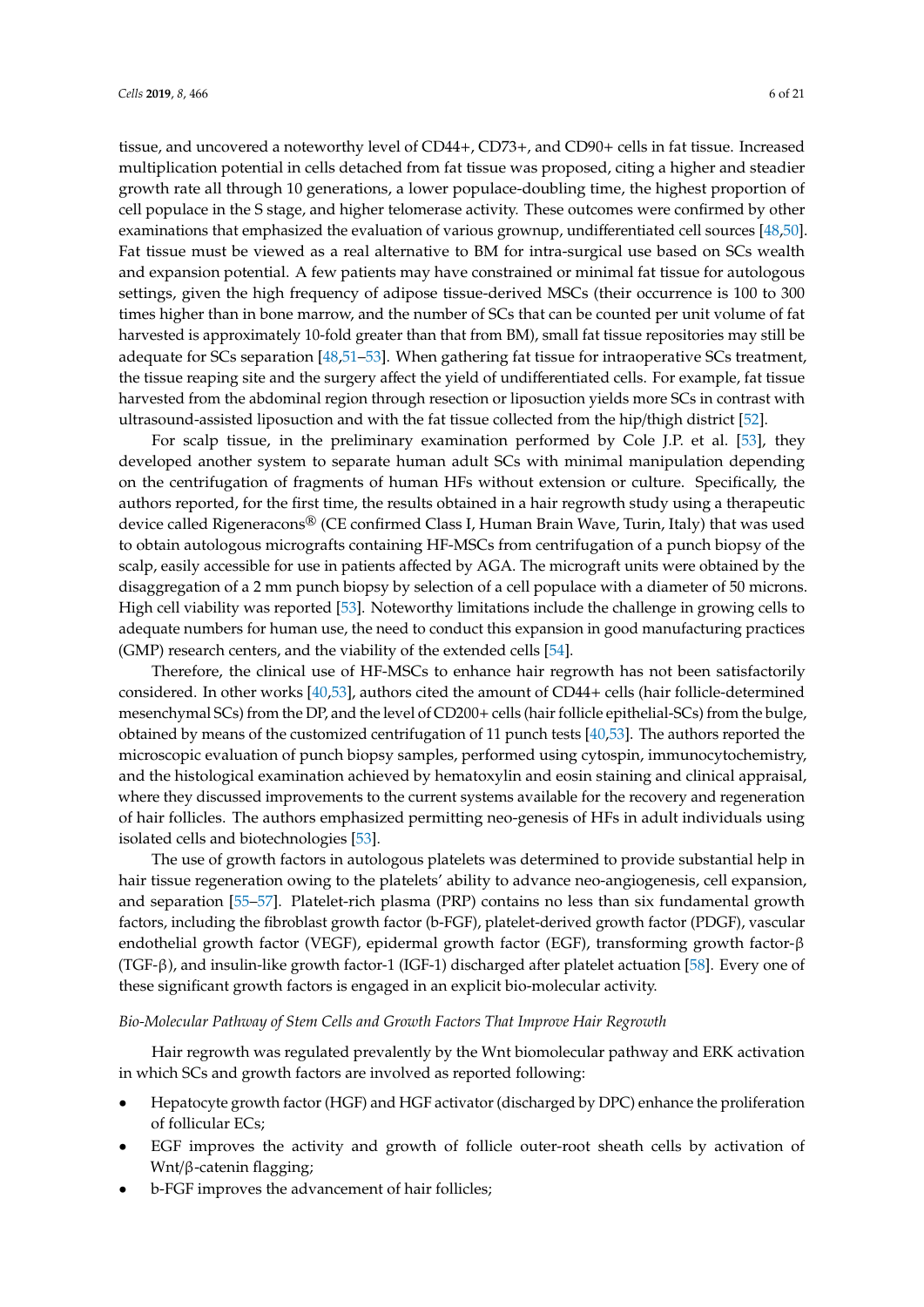tissue, and uncovered a noteworthy level of CD44+, CD73+, and CD90+ cells in fat tissue. Increased multiplication potential in cells detached from fat tissue was proposed, citing a higher and steadier growth rate all through 10 generations, a lower populace-doubling time, the highest proportion of cell populace in the S stage, and higher telomerase activity. These outcomes were confirmed by other examinations that emphasized the evaluation of various grownup, undifferentiated cell sources [48,50]. Fat tissue must be viewed as a real alternative to BM for intra-surgical use based on SCs wealth and expansion potential. A few patients may have constrained or minimal fat tissue for autologous settings, given the high frequency of adipose tissue-derived MSCs (their occurrence is 100 to 300 times higher than in bone marrow, and the number of SCs that can be counted per unit volume of fat harvested is approximately 10-fold greater than that from BM), small fat tissue repositories may still be adequate for SCs separation [48,51–53]. When gathering fat tissue for intraoperative SCs treatment, the tissue reaping site and the surgery affect the yield of undifferentiated cells. For example, fat tissue harvested from the abdominal region through resection or liposuction yields more SCs in contrast with ultrasound-assisted liposuction and with the fat tissue collected from the hip/thigh district [52].

For scalp tissue, in the preliminary examination performed by Cole J.P. et al. [53], they developed another system to separate human adult SCs with minimal manipulation depending on the centrifugation of fragments of human HFs without extension or culture. Specifically, the authors reported, for the first time, the results obtained in a hair regrowth study using a therapeutic device called Rigeneracons® (CE confirmed Class I, Human Brain Wave, Turin, Italy) that was used to obtain autologous micrografts containing HF-MSCs from centrifugation of a punch biopsy of the scalp, easily accessible for use in patients affected by AGA. The micrograft units were obtained by the disaggregation of a 2 mm punch biopsy by selection of a cell populace with a diameter of 50 microns. High cell viability was reported [53]. Noteworthy limitations include the challenge in growing cells to adequate numbers for human use, the need to conduct this expansion in good manufacturing practices (GMP) research centers, and the viability of the extended cells [54].

Therefore, the clinical use of HF-MSCs to enhance hair regrowth has not been satisfactorily considered. In other works [40,53], authors cited the amount of CD44+ cells (hair follicle-determined mesenchymal SCs) from the DP, and the level of CD200+ cells (hair follicle epithelial-SCs) from the bulge, obtained by means of the customized centrifugation of 11 punch tests [40,53]. The authors reported the microscopic evaluation of punch biopsy samples, performed using cytospin, immunocytochemistry, and the histological examination achieved by hematoxylin and eosin staining and clinical appraisal, where they discussed improvements to the current systems available for the recovery and regeneration of hair follicles. The authors emphasized permitting neo-genesis of HFs in adult individuals using isolated cells and biotechnologies [53].

The use of growth factors in autologous platelets was determined to provide substantial help in hair tissue regeneration owing to the platelets' ability to advance neo-angiogenesis, cell expansion, and separation [55–57]. Platelet-rich plasma (PRP) contains no less than six fundamental growth factors, including the fibroblast growth factor (b-FGF), platelet-derived growth factor (PDGF), vascular endothelial growth factor (VEGF), epidermal growth factor (EGF), transforming growth factor-β (TGF-β), and insulin-like growth factor-1 (IGF-1) discharged after platelet actuation [58]. Every one of these significant growth factors is engaged in an explicit bio-molecular activity.

*Bio-Molecular Pathway of Stem Cells and Growth Factors That Improve Hair Regrowth*

Hair regrowth was regulated prevalently by the Wnt biomolecular pathway and ERK activation in which SCs and growth factors are involved as reported following:

- Hepatocyte growth factor (HGF) and HGF activator (discharged by DPC) enhance the proliferation of follicular ECs;
- EGF improves the activity and growth of follicle outer-root sheath cells by activation of Wnt/β-catenin flagging;
- b-FGF improves the advancement of hair follicles;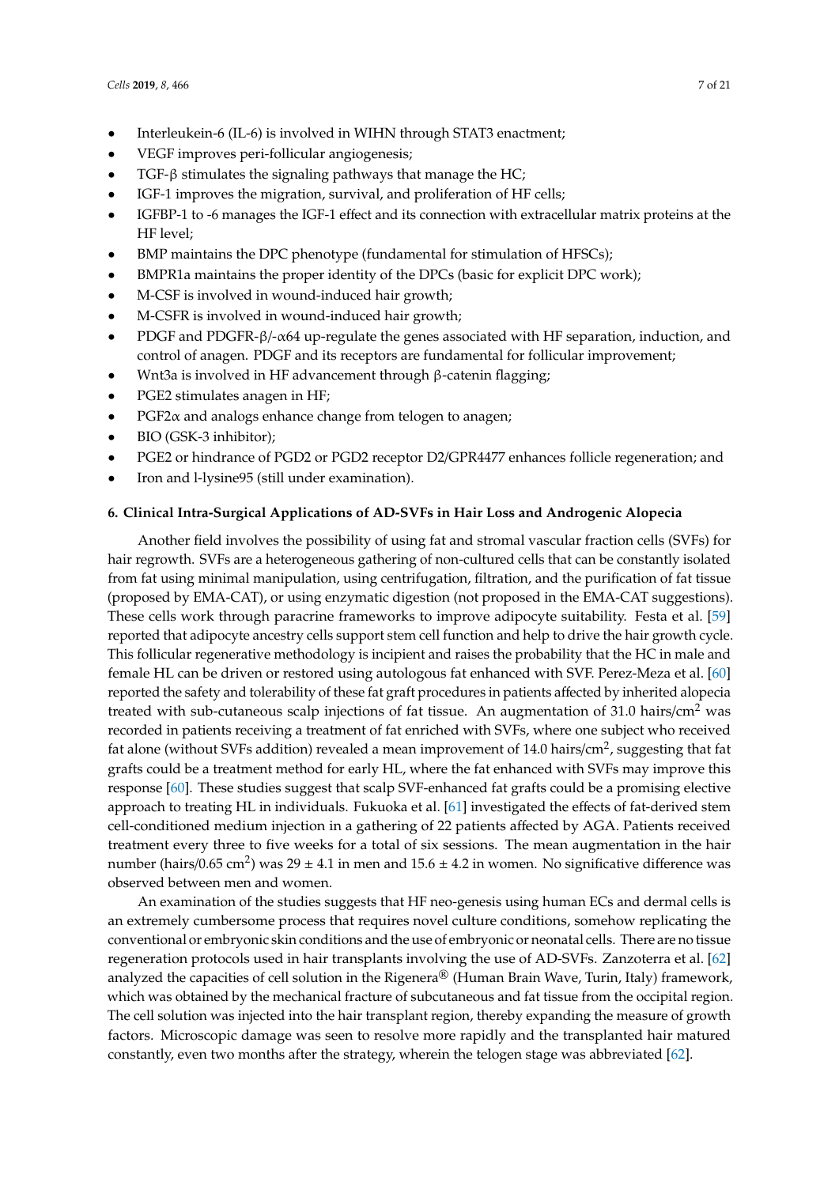- Interleukein-6 (IL-6) is involved in WIHN through STAT3 enactment;
- VEGF improves peri-follicular angiogenesis;
- TGF-β stimulates the signaling pathways that manage the HC;
- IGF-1 improves the migration, survival, and proliferation of HF cells;
- IGFBP-1 to -6 manages the IGF-1 effect and its connection with extracellular matrix proteins at the HF level;
- BMP maintains the DPC phenotype (fundamental for stimulation of HFSCs);
- BMPR1a maintains the proper identity of the DPCs (basic for explicit DPC work);
- M-CSF is involved in wound-induced hair growth;
- M-CSFR is involved in wound-induced hair growth;
- PDGF and PDGFR-β/-α64 up-regulate the genes associated with HF separation, induction, and control of anagen. PDGF and its receptors are fundamental for follicular improvement;
- Wnt3a is involved in HF advancement through β-catenin flagging;
- PGE2 stimulates anagen in HF;
- PGF2α and analogs enhance change from telogen to anagen;
- BIO (GSK-3 inhibitor);
- PGE2 or hindrance of PGD2 or PGD2 receptor D2/GPR4477 enhances follicle regeneration; and
- Iron and l-lysine95 (still under examination).

#### 6. Clinical Intra-Surgical Applications of AD-SVFs in Hair Loss and Androgenic Alopecia

Another field involves the possibility of using fat and stromal vascular fraction cells (SVFs) for hair regrowth. SVFs are a heterogeneous gathering of non-cultured cells that can be constantly isolated from fat using minimal manipulation, using centrifugation, filtration, and the purification of fat tissue (proposed by EMA-CAT), or using enzymatic digestion (not proposed in the EMA-CAT suggestions). These cells work through paracrine frameworks to improve adipocyte suitability. Festa et al. [59] reported that adipocyte ancestry cells support stem cell function and help to drive the hair growth cycle. This follicular regenerative methodology is incipient and raises the probability that the HC in male and female HL can be driven or restored using autologous fat enhanced with SVF. Perez-Meza et al. [60] reported the safety and tolerability of these fat graft procedures in patients affected by inherited alopecia treated with sub-cutaneous scalp injections of fat tissue. An augmentation of 31.0 hairs/cm$^2$ was recorded in patients receiving a treatment of fat enriched with SVFs, where one subject who received fat alone (without SVFs addition) revealed a mean improvement of 14.0 hairs/cm$^2$, suggesting that fat grafts could be a treatment method for early HL, where the fat enhanced with SVFs may improve this response [60]. These studies suggest that scalp SVF-enhanced fat grafts could be a promising elective approach to treating HL in individuals. Fukuoka et al. [61] investigated the effects of fat-derived stem cell-conditioned medium injection in a gathering of 22 patients affected by AGA. Patients received treatment every three to five weeks for a total of six sessions. The mean augmentation in the hair number (hairs/0.65 cm$^2$) was 29 ± 4.1 in men and 15.6 ± 4.2 in women. No significative difference was observed between men and women.

An examination of the studies suggests that HF neo-genesis using human ECs and dermal cells is an extremely cumbersome process that requires novel culture conditions, somehow replicating the conventional or embryonic skin conditions and the use of embryonic or neonatal cells. There are no tissue regeneration protocols used in hair transplants involving the use of AD-SVFs. Zanzoterra et al. [62] analyzed the capacities of cell solution in the Rigenera® (Human Brain Wave, Turin, Italy) framework, which was obtained by the mechanical fracture of subcutaneous and fat tissue from the occipital region. The cell solution was injected into the hair transplant region, thereby expanding the measure of growth factors. Microscopic damage was seen to resolve more rapidly and the transplanted hair matured constantly, even two months after the strategy, wherein the telogen stage was abbreviated [62].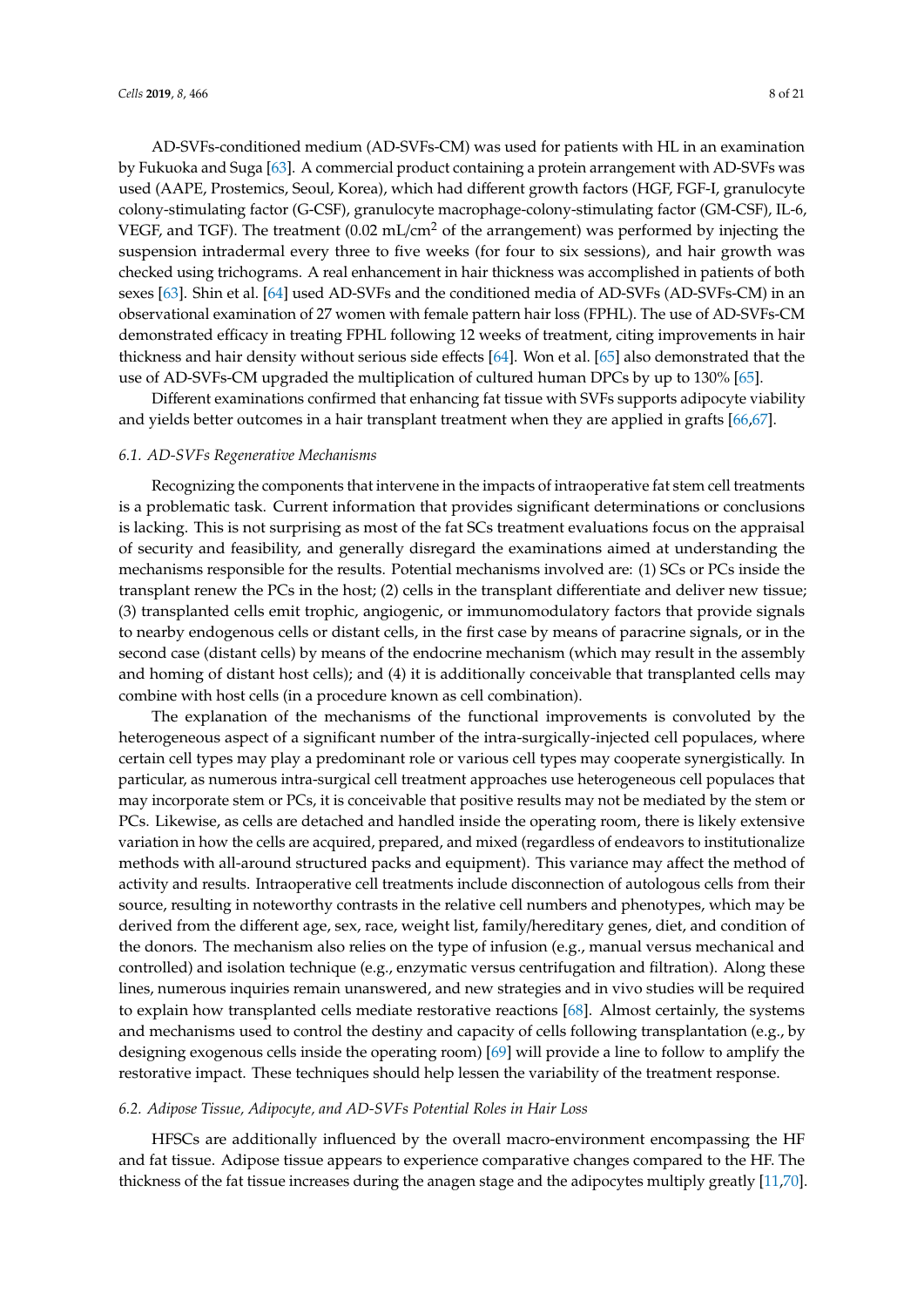AD-SVFs-conditioned medium (AD-SVFs-CM) was used for patients with HL in an examination by Fukuoka and Suga [63]. A commercial product containing a protein arrangement with AD-SVFs was used (AAPE, Prostemics, Seoul, Korea), which had different growth factors (HGF, FGF-I, granulocyte colony-stimulating factor (G-CSF), granulocyte macrophage-colony-stimulating factor (GM-CSF), IL-6, VEGF, and TGF). The treatment (0.02 mL/cm$^2$ of the arrangement) was performed by injecting the suspension intradermal every three to five weeks (for four to six sessions), and hair growth was checked using trichograms. A real enhancement in hair thickness was accomplished in patients of both sexes [63]. Shin et al. [64] used AD-SVFs and the conditioned media of AD-SVFs (AD-SVFs-CM) in an observational examination of 27 women with female pattern hair loss (FPHL). The use of AD-SVFs-CM demonstrated efficacy in treating FPHL following 12 weeks of treatment, citing improvements in hair thickness and hair density without serious side effects [64]. Won et al. [65] also demonstrated that the use of AD-SVFs-CM upgraded the multiplication of cultured human DPCs by up to 130% [65].

Different examinations confirmed that enhancing fat tissue with SVFs supports adipocyte viability and yields better outcomes in a hair transplant treatment when they are applied in grafts [66,67].

### 6.1. AD-SVFs Regenerative Mechanisms

Recognizing the components that intervene in the impacts of intraoperative fat stem cell treatments is a problematic task. Current information that provides significant determinations or conclusions is lacking. This is not surprising as most of the fat SCs treatment evaluations focus on the appraisal of security and feasibility, and generally disregard the examinations aimed at understanding the mechanisms responsible for the results. Potential mechanisms involved are: (1) SCs or PCs inside the transplant renew the PCs in the host; (2) cells in the transplant differentiate and deliver new tissue; (3) transplanted cells emit trophic, angiogenic, or immunomodulatory factors that provide signals to nearby endogenous cells or distant cells, in the first case by means of paracrine signals, or in the second case (distant cells) by means of the endocrine mechanism (which may result in the assembly and homing of distant host cells); and (4) it is additionally conceivable that transplanted cells may combine with host cells (in a procedure known as cell combination).

The explanation of the mechanisms of the functional improvements is convoluted by the heterogeneous aspect of a significant number of the intra-surgically-injected cell populaces, where certain cell types may play a predominant role or various cell types may cooperate synergistically. In particular, as numerous intra-surgical cell treatment approaches use heterogeneous cell populaces that may incorporate stem or PCs, it is conceivable that positive results may not be mediated by the stem or PCs. Likewise, as cells are detached and handled inside the operating room, there is likely extensive variation in how the cells are acquired, prepared, and mixed (regardless of endeavors to institutionalize methods with all-around structured packs and equipment). This variance may affect the method of activity and results. Intraoperative cell treatments include disconnection of autologous cells from their source, resulting in noteworthy contrasts in the relative cell numbers and phenotypes, which may be derived from the different age, sex, race, weight list, family/hereditary genes, diet, and condition of the donors. The mechanism also relies on the type of infusion (e.g., manual versus mechanical and controlled) and isolation technique (e.g., enzymatic versus centrifugation and filtration). Along these lines, numerous inquiries remain unanswered, and new strategies and in vivo studies will be required to explain how transplanted cells mediate restorative reactions [68]. Almost certainly, the systems and mechanisms used to control the destiny and capacity of cells following transplantation (e.g., by designing exogenous cells inside the operating room) [69] will provide a line to follow to amplify the restorative impact. These techniques should help lessen the variability of the treatment response.

### 6.2. Adipose Tissue, Adipocyte, and AD-SVFs Potential Roles in Hair Loss

HFSCs are additionally influenced by the overall macro-environment encompassing the HF and fat tissue. Adipose tissue appears to experience comparative changes compared to the HF. The thickness of the fat tissue increases during the anagen stage and the adipocytes multiply greatly [11,70].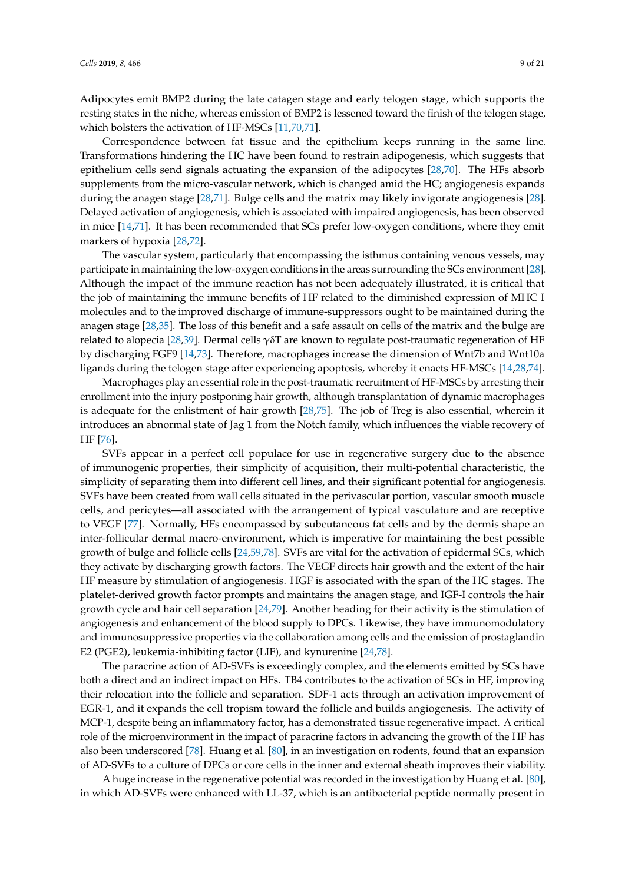Adipocytes emit BMP2 during the late catagen stage and early telogen stage, which supports the resting states in the niche, whereas emission of BMP2 is lessened toward the finish of the telogen stage, which bolsters the activation of HF-MSCs [11,70,71].

Correspondence between fat tissue and the epithelium keeps running in the same line. Transformations hindering the HC have been found to restrain adipogenesis, which suggests that epithelium cells send signals actuating the expansion of the adipocytes [28,70]. The HFs absorb supplements from the micro-vascular network, which is changed amid the HC; angiogenesis expands during the anagen stage [28,71]. Bulge cells and the matrix may likely invigorate angiogenesis [28]. Delayed activation of angiogenesis, which is associated with impaired angiogenesis, has been observed in mice [14,71]. It has been recommended that SCs prefer low-oxygen conditions, where they emit markers of hypoxia [28,72].

The vascular system, particularly that encompassing the isthmus containing venous vessels, may participate in maintaining the low-oxygen conditions in the areas surrounding the SCs environment [28]. Although the impact of the immune reaction has not been adequately illustrated, it is critical that the job of maintaining the immune benefits of HF related to the diminished expression of MHC I molecules and to the improved discharge of immune-suppressors ought to be maintained during the anagen stage [28,35]. The loss of this benefit and a safe assault on cells of the matrix and the bulge are related to alopecia [28,39]. Dermal cells γδT are known to regulate post-traumatic regeneration of HF by discharging FGF9 [14,73]. Therefore, macrophages increase the dimension of Wnt7b and Wnt10a ligands during the telogen stage after experiencing apoptosis, whereby it enacts HF-MSCs [14,28,74].

Macrophages play an essential role in the post-traumatic recruitment of HF-MSCs by arresting their enrollment into the injury postponing hair growth, although transplantation of dynamic macrophages is adequate for the enlistment of hair growth [28,75]. The job of Treg is also essential, wherein it introduces an abnormal state of Jag 1 from the Notch family, which influences the viable recovery of HF [76].

SVFs appear in a perfect cell populace for use in regenerative surgery due to the absence of immunogenic properties, their simplicity of acquisition, their multi-potential characteristic, the simplicity of separating them into different cell lines, and their significant potential for angiogenesis. SVFs have been created from wall cells situated in the perivascular portion, vascular smooth muscle cells, and pericytes—all associated with the arrangement of typical vasculature and are receptive to VEGF [77]. Normally, HFs encompassed by subcutaneous fat cells and by the dermis shape an inter-follicular dermal macro-environment, which is imperative for maintaining the best possible growth of bulge and follicle cells [24,59,78]. SVFs are vital for the activation of epidermal SCs, which they activate by discharging growth factors. The VEGF directs hair growth and the extent of the hair HF measure by stimulation of angiogenesis. HGF is associated with the span of the HC stages. The platelet-derived growth factor prompts and maintains the anagen stage, and IGF-I controls the hair growth cycle and hair cell separation [24,79]. Another heading for their activity is the stimulation of angiogenesis and enhancement of the blood supply to DPCs. Likewise, they have immunomodulatory and immunosuppressive properties via the collaboration among cells and the emission of prostaglandin E2 (PGE2), leukemia-inhibiting factor (LIF), and kynurenine [24,78].

The paracrine action of AD-SVFs is exceedingly complex, and the elements emitted by SCs have both a direct and an indirect impact on HFs. TB4 contributes to the activation of SCs in HF, improving their relocation into the follicle and separation. SDF-1 acts through an activation improvement of EGR-1, and it expands the cell tropism toward the follicle and builds angiogenesis. The activity of MCP-1, despite being an inflammatory factor, has a demonstrated tissue regenerative impact. A critical role of the microenvironment in the impact of paracrine factors in advancing the growth of the HF has also been underscored [78]. Huang et al. [80], in an investigation on rodents, found that an expansion of AD-SVFs to a culture of DPCs or core cells in the inner and external sheath improves their viability.

A huge increase in the regenerative potential was recorded in the investigation by Huang et al. [80], in which AD-SVFs were enhanced with LL-37, which is an antibacterial peptide normally present in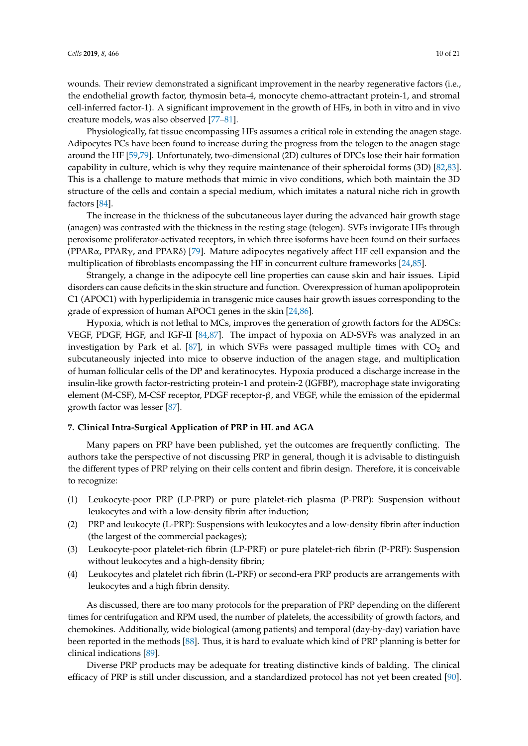wounds. Their review demonstrated a significant improvement in the nearby regenerative factors (i.e., the endothelial growth factor, thymosin beta-4, monocyte chemo-attractant protein-1, and stromal cell-inferred factor-1). A significant improvement in the growth of HFs, in both in vitro and in vivo creature models, was also observed [77–81].

Physiologically, fat tissue encompassing HFs assumes a critical role in extending the anagen stage. Adipocytes PCs have been found to increase during the progress from the telogen to the anagen stage around the HF [59,79]. Unfortunately, two-dimensional (2D) cultures of DPCs lose their hair formation capability in culture, which is why they require maintenance of their spheroidal forms (3D) [82,83]. This is a challenge to mature methods that mimic in vivo conditions, which both maintain the 3D structure of the cells and contain a special medium, which imitates a natural niche rich in growth factors [84].

The increase in the thickness of the subcutaneous layer during the advanced hair growth stage (anagen) was contrasted with the thickness in the resting stage (telogen). SVFs invigorate HFs through peroxisome proliferator-activated receptors, in which three isoforms have been found on their surfaces (PPARα, PPARγ, and PPARδ) [79]. Mature adipocytes negatively affect HF cell expansion and the multiplication of fibroblasts encompassing the HF in concurrent culture frameworks [24,85].

Strangely, a change in the adipocyte cell line properties can cause skin and hair issues. Lipid disorders can cause deficits in the skin structure and function. Overexpression of human apolipoprotein C1 (APOC1) with hyperlipidemia in transgenic mice causes hair growth issues corresponding to the grade of expression of human APOC1 genes in the skin [24,86].

Hypoxia, which is not lethal to MCs, improves the generation of growth factors for the ADSCs: VEGF, PDGF, HGF, and IGF-II [84,87]. The impact of hypoxia on AD-SVFs was analyzed in an investigation by Park et al. [87], in which SVFs were passaged multiple times with $CO_2$ and subcutaneously injected into mice to observe induction of the anagen stage, and multiplication of human follicular cells of the DP and keratinocytes. Hypoxia produced a discharge increase in the insulin-like growth factor-restricting protein-1 and protein-2 (IGFBP), macrophage state invigorating element (M-CSF), M-CSF receptor, PDGF receptor-β, and VEGF, while the emission of the epidermal growth factor was lesser [87].

### 7. Clinical Intra-Surgical Application of PRP in HL and AGA

Many papers on PRP have been published, yet the outcomes are frequently conflicting. The authors take the perspective of not discussing PRP in general, though it is advisable to distinguish the different types of PRP relying on their cells content and fibrin design. Therefore, it is conceivable to recognize:

(1) Leukocyte-poor PRP (LP-PRP) or pure platelet-rich plasma (P-PRP): Suspension without leukocytes and with a low-density fibrin after induction;
(2) PRP and leukocyte (L-PRP): Suspensions with leukocytes and a low-density fibrin after induction (the largest of the commercial packages);
(3) Leukocyte-poor platelet-rich fibrin (LP-PRF) or pure platelet-rich fibrin (P-PRF): Suspension without leukocytes and a high-density fibrin;
(4) Leukocytes and platelet rich fibrin (L-PRF) or second-era PRP products are arrangements with leukocytes and a high fibrin density.

As discussed, there are too many protocols for the preparation of PRP depending on the different times for centrifugation and RPM used, the number of platelets, the accessibility of growth factors, and chemokines. Additionally, wide biological (among patients) and temporal (day-by-day) variation have been reported in the methods [88]. Thus, it is hard to evaluate which kind of PRP planning is better for clinical indications [89].

Diverse PRP products may be adequate for treating distinctive kinds of balding. The clinical efficacy of PRP is still under discussion, and a standardized protocol has not yet been created [90].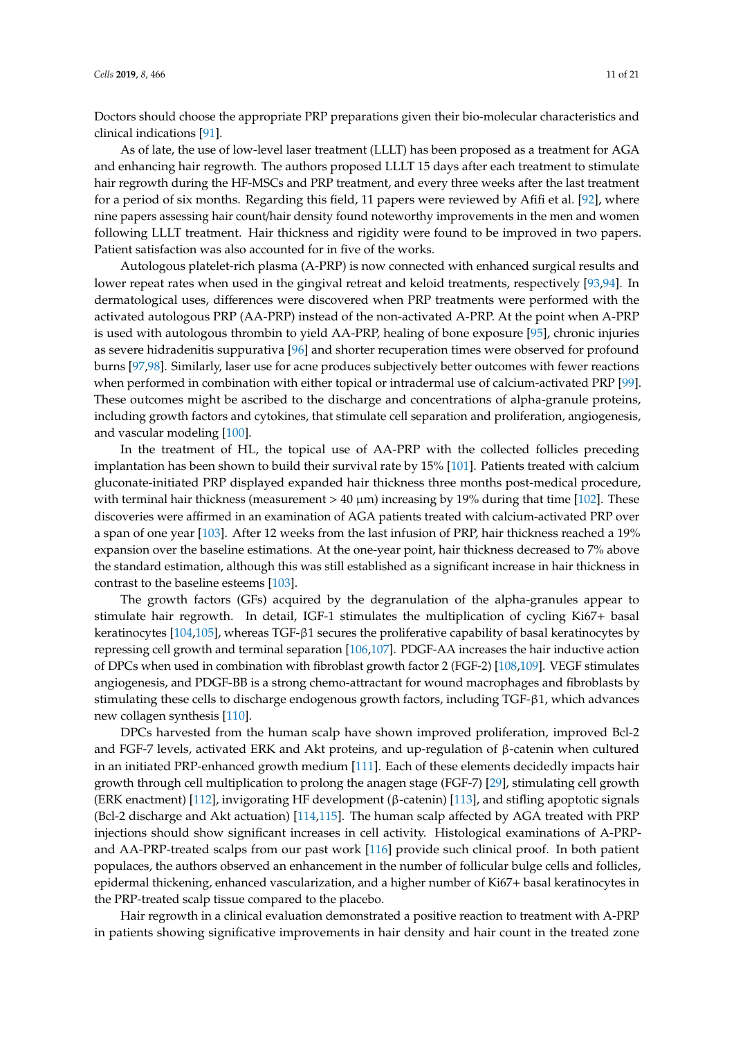Doctors should choose the appropriate PRP preparations given their bio-molecular characteristics and clinical indications [91].

As of late, the use of low-level laser treatment (LLLT) has been proposed as a treatment for AGA and enhancing hair regrowth. The authors proposed LLLT 15 days after each treatment to stimulate hair regrowth during the HF-MSCs and PRP treatment, and every three weeks after the last treatment for a period of six months. Regarding this field, 11 papers were reviewed by Afifi et al. [92], where nine papers assessing hair count/hair density found noteworthy improvements in the men and women following LLLT treatment. Hair thickness and rigidity were found to be improved in two papers. Patient satisfaction was also accounted for in five of the works.

Autologous platelet-rich plasma (A-PRP) is now connected with enhanced surgical results and lower repeat rates when used in the gingival retreat and keloid treatments, respectively [93,94]. In dermatological uses, differences were discovered when PRP treatments were performed with the activated autologous PRP (AA-PRP) instead of the non-activated A-PRP. At the point when A-PRP is used with autologous thrombin to yield AA-PRP, healing of bone exposure [95], chronic injuries as severe hidradenitis suppurativa [96] and shorter recuperation times were observed for profound burns [97,98]. Similarly, laser use for acne produces subjectively better outcomes with fewer reactions when performed in combination with either topical or intradermal use of calcium-activated PRP [99]. These outcomes might be ascribed to the discharge and concentrations of alpha-granule proteins, including growth factors and cytokines, that stimulate cell separation and proliferation, angiogenesis, and vascular modeling [100].

In the treatment of HL, the topical use of AA-PRP with the collected follicles preceding implantation has been shown to build their survival rate by 15% [101]. Patients treated with calcium gluconate-initiated PRP displayed expanded hair thickness three months post-medical procedure, with terminal hair thickness (measurement > 40 μm) increasing by 19% during that time [102]. These discoveries were affirmed in an examination of AGA patients treated with calcium-activated PRP over a span of one year [103]. After 12 weeks from the last infusion of PRP, hair thickness reached a 19% expansion over the baseline estimations. At the one-year point, hair thickness decreased to 7% above the standard estimation, although this was still established as a significant increase in hair thickness in contrast to the baseline esteems [103].

The growth factors (GFs) acquired by the degranulation of the alpha-granules appear to stimulate hair regrowth. In detail, IGF-1 stimulates the multiplication of cycling Ki67+ basal keratinocytes [104,105], whereas TGF-β1 secures the proliferative capability of basal keratinocytes by repressing cell growth and terminal separation [106,107]. PDGF-AA increases the hair inductive action of DPCs when used in combination with fibroblast growth factor 2 (FGF-2) [108,109]. VEGF stimulates angiogenesis, and PDGF-BB is a strong chemo-attractant for wound macrophages and fibroblasts by stimulating these cells to discharge endogenous growth factors, including TGF-β1, which advances new collagen synthesis [110].

DPCs harvested from the human scalp have shown improved proliferation, improved Bcl-2 and FGF-7 levels, activated ERK and Akt proteins, and up-regulation of β-catenin when cultured in an initiated PRP-enhanced growth medium [111]. Each of these elements decidedly impacts hair growth through cell multiplication to prolong the anagen stage (FGF-7) [29], stimulating cell growth (ERK enactment) [112], invigorating HF development (β-catenin) [113], and stifling apoptotic signals (Bcl-2 discharge and Akt actuation) [114,115]. The human scalp affected by AGA treated with PRP injections should show significant increases in cell activity. Histological examinations of A-PRP- and AA-PRP-treated scalps from our past work [116] provide such clinical proof. In both patient populaces, the authors observed an enhancement in the number of follicular bulge cells and follicles, epidermal thickening, enhanced vascularization, and a higher number of Ki67+ basal keratinocytes in the PRP-treated scalp tissue compared to the placebo.

Hair regrowth in a clinical evaluation demonstrated a positive reaction to treatment with A-PRP in patients showing significative improvements in hair density and hair count in the treated zone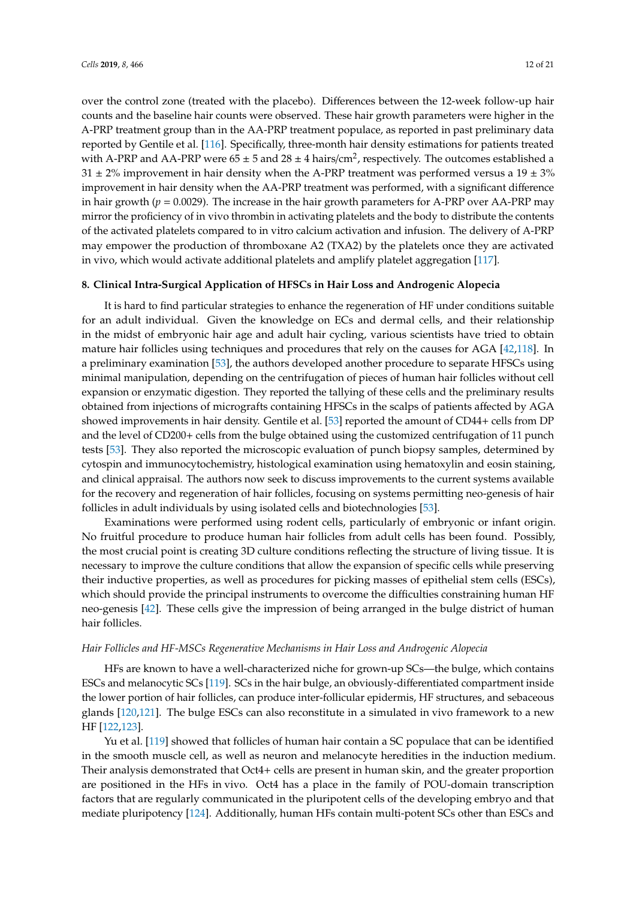over the control zone (treated with the placebo). Differences between the 12-week follow-up hair counts and the baseline hair counts were observed. These hair growth parameters were higher in the A-PRP treatment group than in the AA-PRP treatment populace, as reported in past preliminary data reported by Gentile et al. [116]. Specifically, three-month hair density estimations for patients treated with A-PRP and AA-PRP were 65 ± 5 and 28 ± 4 hairs/cm$^2$, respectively. The outcomes established a 31 ± 2% improvement in hair density when the A-PRP treatment was performed versus a 19 ± 3% improvement in hair density when the AA-PRP treatment was performed, with a significant difference in hair growth ($p = 0.0029$). The increase in the hair growth parameters for A-PRP over AA-PRP may mirror the proficiency of in vivo thrombin in activating platelets and the body to distribute the contents of the activated platelets compared to in vitro calcium activation and infusion. The delivery of A-PRP may empower the production of thromboxane A2 (TXA2) by the platelets once they are activated in vivo, which would activate additional platelets and amplify platelet aggregation [117].

## 8. Clinical Intra-Surgical Application of HFSCs in Hair Loss and Androgenic Alopecia

It is hard to find particular strategies to enhance the regeneration of HF under conditions suitable for an adult individual. Given the knowledge on ECs and dermal cells, and their relationship in the midst of embryonic hair age and adult hair cycling, various scientists have tried to obtain mature hair follicles using techniques and procedures that rely on the causes for AGA [42,118]. In a preliminary examination [53], the authors developed another procedure to separate HFSCs using minimal manipulation, depending on the centrifugation of pieces of human hair follicles without cell expansion or enzymatic digestion. They reported the tallying of these cells and the preliminary results obtained from injections of micrografts containing HFSCs in the scalps of patients affected by AGA showed improvements in hair density. Gentile et al. [53] reported the amount of CD44+ cells from DP and the level of CD200+ cells from the bulge obtained using the customized centrifugation of 11 punch tests [53]. They also reported the microscopic evaluation of punch biopsy samples, determined by cytospin and immunocytochemistry, histological examination using hematoxylin and eosin staining, and clinical appraisal. The authors now seek to discuss improvements to the current systems available for the recovery and regeneration of hair follicles, focusing on systems permitting neo-genesis of hair follicles in adult individuals by using isolated cells and biotechnologies [53].

Examinations were performed using rodent cells, particularly of embryonic or infant origin. No fruitful procedure to produce human hair follicles from adult cells has been found. Possibly, the most crucial point is creating 3D culture conditions reflecting the structure of living tissue. It is necessary to improve the culture conditions that allow the expansion of specific cells while preserving their inductive properties, as well as procedures for picking masses of epithelial stem cells (ESCs), which should provide the principal instruments to overcome the difficulties constraining human HF neo-genesis [42]. These cells give the impression of being arranged in the bulge district of human hair follicles.

### *Hair Follicles and HF-MSCs Regenerative Mechanisms in Hair Loss and Androgenic Alopecia*

HFs are known to have a well-characterized niche for grown-up SCs—the bulge, which contains ESCs and melanocytic SCs [119]. SCs in the hair bulge, an obviously-differentiated compartment inside the lower portion of hair follicles, can produce inter-follicular epidermis, HF structures, and sebaceous glands [120,121]. The bulge ESCs can also reconstitute in a simulated in vivo framework to a new HF [122,123].

Yu et al. [119] showed that follicles of human hair contain a SC populace that can be identified in the smooth muscle cell, as well as neuron and melanocyte heredities in the induction medium. Their analysis demonstrated that Oct4+ cells are present in human skin, and the greater proportion are positioned in the HFs in vivo. Oct4 has a place in the family of POU-domain transcription factors that are regularly communicated in the pluripotent cells of the developing embryo and that mediate pluripotency [124]. Additionally, human HFs contain multi-potent SCs other than ESCs and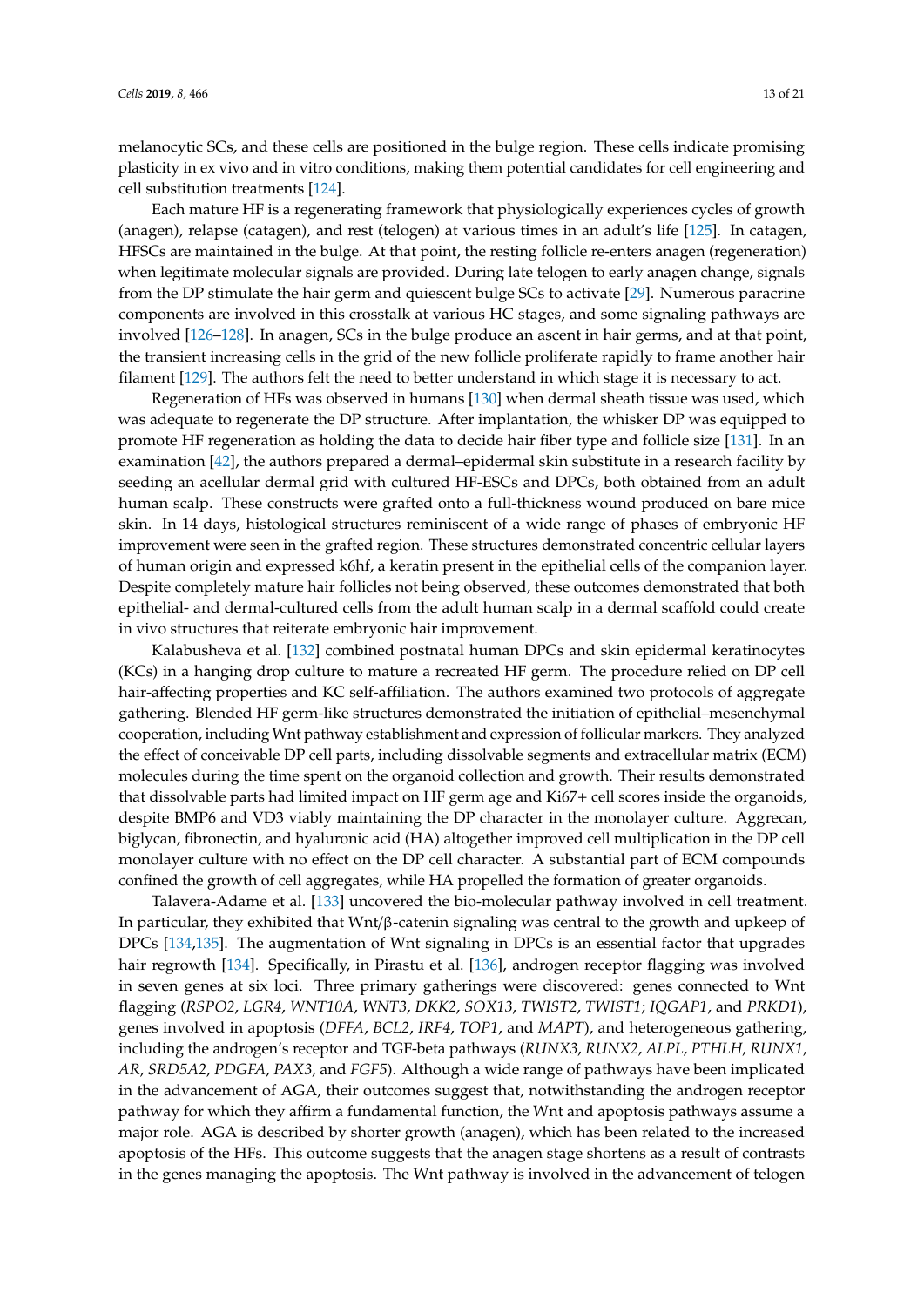melanocytic SCs, and these cells are positioned in the bulge region. These cells indicate promising plasticity in ex vivo and in vitro conditions, making them potential candidates for cell engineering and cell substitution treatments [124].

Each mature HF is a regenerating framework that physiologically experiences cycles of growth (anagen), relapse (catagen), and rest (telogen) at various times in an adult's life [125]. In catagen, HFSCs are maintained in the bulge. At that point, the resting follicle re-enters anagen (regeneration) when legitimate molecular signals are provided. During late telogen to early anagen change, signals from the DP stimulate the hair germ and quiescent bulge SCs to activate [29]. Numerous paracrine components are involved in this crosstalk at various HC stages, and some signaling pathways are involved [126–128]. In anagen, SCs in the bulge produce an ascent in hair germs, and at that point, the transient increasing cells in the grid of the new follicle proliferate rapidly to frame another hair filament [129]. The authors felt the need to better understand in which stage it is necessary to act.

Regeneration of HFs was observed in humans [130] when dermal sheath tissue was used, which was adequate to regenerate the DP structure. After implantation, the whisker DP was equipped to promote HF regeneration as holding the data to decide hair fiber type and follicle size [131]. In an examination [42], the authors prepared a dermal–epidermal skin substitute in a research facility by seeding an acellular dermal grid with cultured HF-ESCs and DPCs, both obtained from an adult human scalp. These constructs were grafted onto a full-thickness wound produced on bare mice skin. In 14 days, histological structures reminiscent of a wide range of phases of embryonic HF improvement were seen in the grafted region. These structures demonstrated concentric cellular layers of human origin and expressed k6hf, a keratin present in the epithelial cells of the companion layer. Despite completely mature hair follicles not being observed, these outcomes demonstrated that both epithelial- and dermal-cultured cells from the adult human scalp in a dermal scaffold could create in vivo structures that reiterate embryonic hair improvement.

Kalabusheva et al. [132] combined postnatal human DPCs and skin epidermal keratinocytes (KCs) in a hanging drop culture to mature a recreated HF germ. The procedure relied on DP cell hair-affecting properties and KC self-affiliation. The authors examined two protocols of aggregate gathering. Blended HF germ-like structures demonstrated the initiation of epithelial–mesenchymal cooperation, including Wnt pathway establishment and expression of follicular markers. They analyzed the effect of conceivable DP cell parts, including dissolvable segments and extracellular matrix (ECM) molecules during the time spent on the organoid collection and growth. Their results demonstrated that dissolvable parts had limited impact on HF germ age and Ki67+ cell scores inside the organoids, despite BMP6 and VD3 viably maintaining the DP character in the monolayer culture. Aggrecan, biglycan, fibronectin, and hyaluronic acid (HA) altogether improved cell multiplication in the DP cell monolayer culture with no effect on the DP cell character. A substantial part of ECM compounds confined the growth of cell aggregates, while HA propelled the formation of greater organoids.

Talavera-Adame et al. [133] uncovered the bio-molecular pathway involved in cell treatment. In particular, they exhibited that Wnt/β-catenin signaling was central to the growth and upkeep of DPCs [134,135]. The augmentation of Wnt signaling in DPCs is an essential factor that upgrades hair regrowth [134]. Specifically, in Pirastu et al. [136], androgen receptor flagging was involved in seven genes at six loci. Three primary gatherings were discovered: genes connected to Wnt flagging (*RSPO2*, *LGR4*, *WNT10A*, *WNT3*, *DKK2*, *SOX13*, *TWIST2*, *TWIST1*; *IQGAP1*, and *PRKD1*), genes involved in apoptosis (*DFFA*, *BCL2*, *IRF4*, *TOP1*, and *MAPT*), and heterogeneous gathering, including the androgen's receptor and TGF-beta pathways (*RUNX3*, *RUNX2*, *ALPL*, *PTHLH*, *RUNX1*, *AR*, *SRD5A2*, *PDGFA*, *PAX3*, and *FGF5*). Although a wide range of pathways have been implicated in the advancement of AGA, their outcomes suggest that, notwithstanding the androgen receptor pathway for which they affirm a fundamental function, the Wnt and apoptosis pathways assume a major role. AGA is described by shorter growth (anagen), which has been related to the increased apoptosis of the HFs. This outcome suggests that the anagen stage shortens as a result of contrasts in the genes managing the apoptosis. The Wnt pathway is involved in the advancement of telogen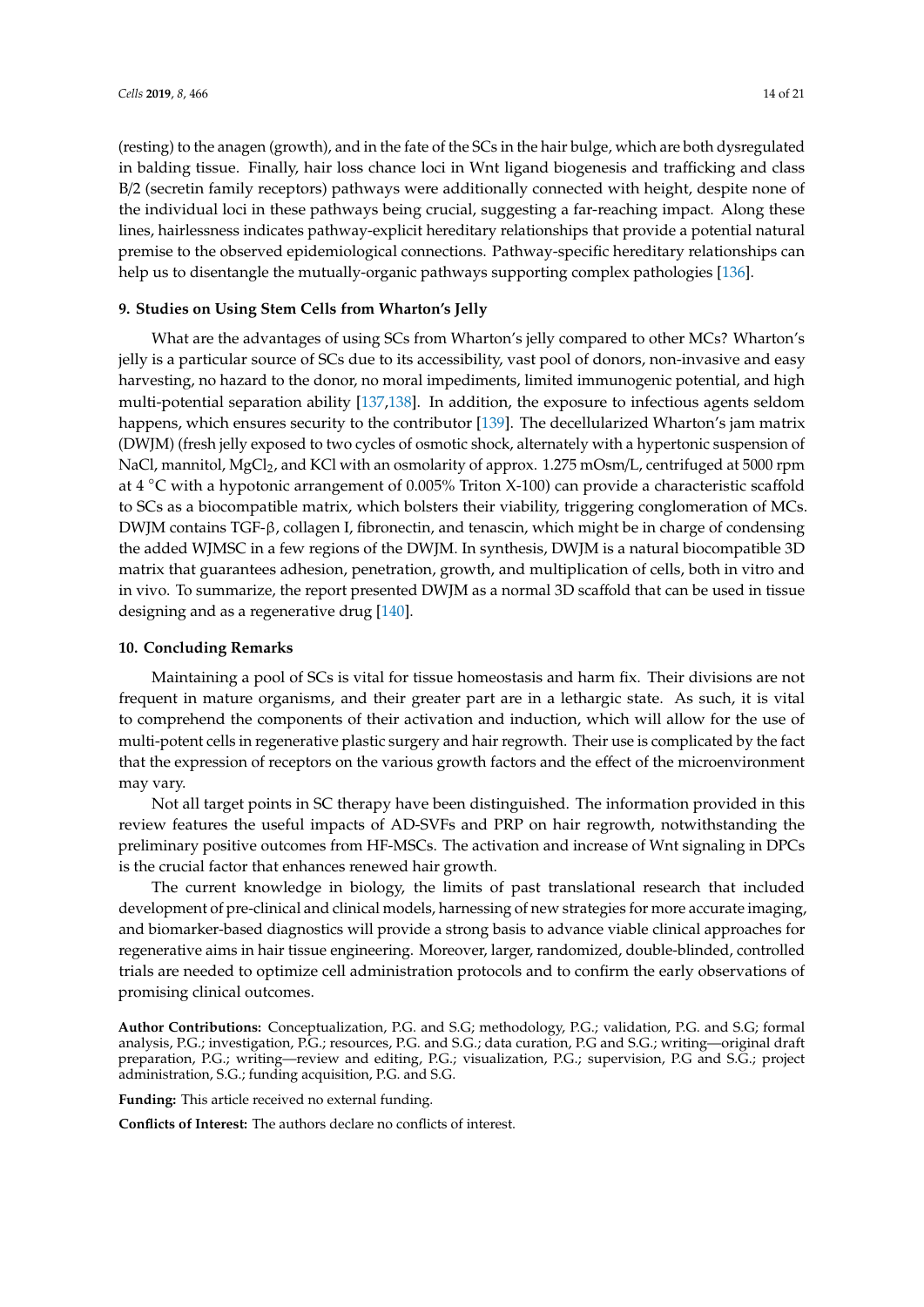(resting) to the anagen (growth), and in the fate of the SCs in the hair bulge, which are both dysregulated in balding tissue. Finally, hair loss chance loci in Wnt ligand biogenesis and trafficking and class B/2 (secretin family receptors) pathways were additionally connected with height, despite none of the individual loci in these pathways being crucial, suggesting a far-reaching impact. Along these lines, hairlessness indicates pathway-explicit hereditary relationships that provide a potential natural premise to the observed epidemiological connections. Pathway-specific hereditary relationships can help us to disentangle the mutually-organic pathways supporting complex pathologies [136].

## 9. Studies on Using Stem Cells from Wharton's Jelly

What are the advantages of using SCs from Wharton's jelly compared to other MCs? Wharton's jelly is a particular source of SCs due to its accessibility, vast pool of donors, non-invasive and easy harvesting, no hazard to the donor, no moral impediments, limited immunogenic potential, and high multi-potential separation ability [137,138]. In addition, the exposure to infectious agents seldom happens, which ensures security to the contributor [139]. The decellularized Wharton's jam matrix (DWJM) (fresh jelly exposed to two cycles of osmotic shock, alternately with a hypertonic suspension of NaCl, mannitol, $MgCl_2$, and KCl with an osmolarity of approx. 1.275 mOsm/L, centrifuged at 5000 rpm at 4 °C with a hypotonic arrangement of 0.005% Triton X-100) can provide a characteristic scaffold to SCs as a biocompatible matrix, which bolsters their viability, triggering conglomeration of MCs. DWJM contains TGF-β, collagen I, fibronectin, and tenascin, which might be in charge of condensing the added WJMSC in a few regions of the DWJM. In synthesis, DWJM is a natural biocompatible 3D matrix that guarantees adhesion, penetration, growth, and multiplication of cells, both in vitro and in vivo. To summarize, the report presented DWJM as a normal 3D scaffold that can be used in tissue designing and as a regenerative drug [140].

## 10. Concluding Remarks

Maintaining a pool of SCs is vital for tissue homeostasis and harm fix. Their divisions are not frequent in mature organisms, and their greater part are in a lethargic state. As such, it is vital to comprehend the components of their activation and induction, which will allow for the use of multi-potent cells in regenerative plastic surgery and hair regrowth. Their use is complicated by the fact that the expression of receptors on the various growth factors and the effect of the microenvironment may vary.

Not all target points in SC therapy have been distinguished. The information provided in this review features the useful impacts of AD-SVFs and PRP on hair regrowth, notwithstanding the preliminary positive outcomes from HF-MSCs. The activation and increase of Wnt signaling in DPCs is the crucial factor that enhances renewed hair growth.

The current knowledge in biology, the limits of past translational research that included development of pre-clinical and clinical models, harnessing of new strategies for more accurate imaging, and biomarker-based diagnostics will provide a strong basis to advance viable clinical approaches for regenerative aims in hair tissue engineering. Moreover, larger, randomized, double-blinded, controlled trials are needed to optimize cell administration protocols and to confirm the early observations of promising clinical outcomes.

**Author Contributions:** Conceptualization, P.G. and S.G; methodology, P.G.; validation, P.G. and S.G.; formal analysis, P.G.; investigation, P.G.; resources, P.G. and S.G.; data curation, P.G and S.G.; writing—original draft preparation, P.G.; writing—review and editing, P.G.; visualization, P.G.; supervision, P.G and S.G.; project administration, S.G.; funding acquisition, P.G. and S.G.

**Funding:** This article received no external funding.

**Conflicts of Interest:** The authors declare no conflicts of interest.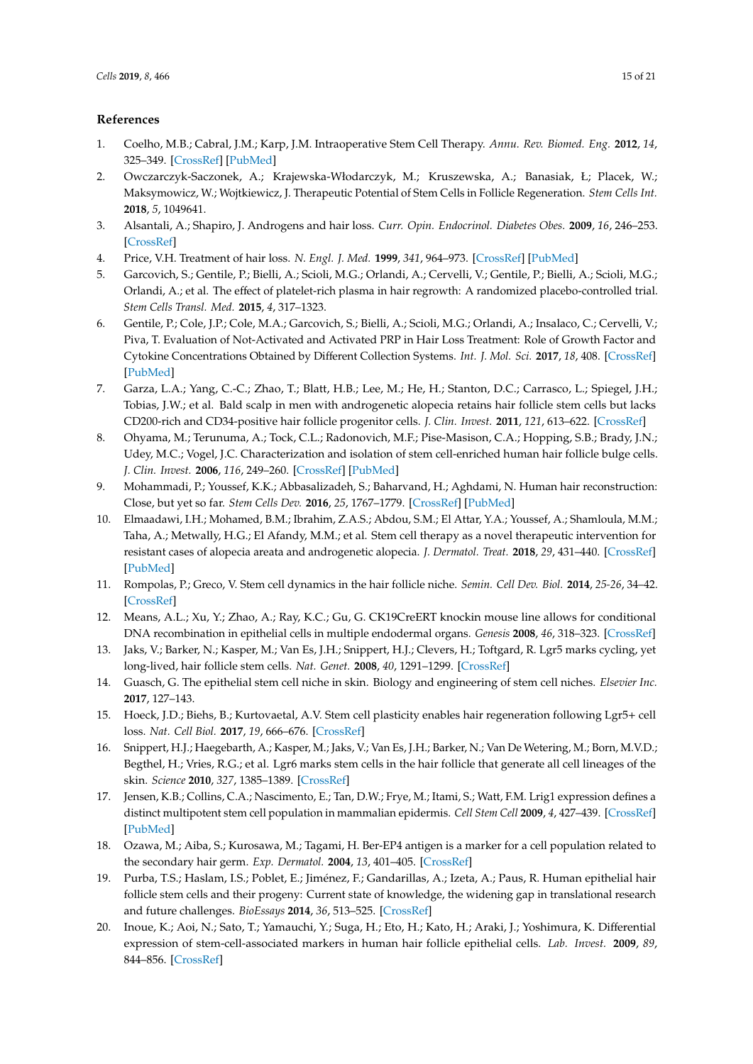## References

1. Coelho, M.B.; Cabral, J.M.; Karp, J.M. Intraoperative Stem Cell Therapy. *Annu. Rev. Biomed. Eng.* **2012**, *14*, 325–349. [CrossRef] [PubMed]
2. Owczarczyk-Saczonek, A.; Krajewska-Włodarczyk, M.; Kruszewska, A.; Banasiak, Ł.; Placek, W.; Maksymowicz, W.; Wojtkiewicz, J. Therapeutic Potential of Stem Cells in Follicle Regeneration. *Stem Cells Int.* **2018**, *5*, 1049641.
3. Alsantali, A.; Shapiro, J. Androgens and hair loss. *Curr. Opin. Endocrinol. Diabetes Obes.* **2009**, *16*, 246–253. [CrossRef]
4. Price, V.H. Treatment of hair loss. *N. Engl. J. Med.* **1999**, *341*, 964–973. [CrossRef] [PubMed]
5. Garcovich, S.; Gentile, P.; Bielli, A.; Scioli, M.G.; Orlandi, A.; Cervelli, V.; Gentile, P.; Bielli, A.; Scioli, M.G.; Orlandi, A.; et al. The effect of platelet-rich plasma in hair regrowth: A randomized placebo-controlled trial. *Stem Cells Transl. Med.* **2015**, *4*, 317–1323.
6. Gentile, P.; Cole, J.P.; Cole, M.A.; Garcovich, S.; Bielli, A.; Scioli, M.G.; Orlandi, A.; Insalaco, C.; Cervelli, V.; Piva, T. Evaluation of Not-Activated and Activated PRP in Hair Loss Treatment: Role of Growth Factor and Cytokine Concentrations Obtained by Different Collection Systems. *Int. J. Mol. Sci.* **2017**, *18*, 408. [CrossRef] [PubMed]
7. Garza, L.A.; Yang, C.-C.; Zhao, T.; Blatt, H.B.; Lee, M.; He, H.; Stanton, D.C.; Carrasco, L.; Spiegel, J.H.; Tobias, J.W.; et al. Bald scalp in men with androgenetic alopecia retains hair follicle stem cells but lacks CD200-rich and CD34-positive hair follicle progenitor cells. *J. Clin. Invest.* **2011**, *121*, 613–622. [CrossRef]
8. Ohyama, M.; Terunuma, A.; Tock, C.L.; Radonovich, M.F.; Pise-Masison, C.A.; Hopping, S.B.; Brady, J.N.; Udey, M.C.; Vogel, J.C. Characterization and isolation of stem cell-enriched human hair follicle bulge cells. *J. Clin. Invest.* **2006**, *116*, 249–260. [CrossRef] [PubMed]
9. Mohammadi, P.; Youssef, K.K.; Abbasalizadeh, S.; Baharvand, H.; Aghdami, N. Human hair reconstruction: Close, but yet so far. *Stem Cells Dev.* **2016**, *25*, 1767–1779. [CrossRef] [PubMed]
10. Elmaadawi, I.H.; Mohamed, B.M.; Ibrahim, Z.A.S.; Abdou, S.M.; El Attar, Y.A.; Youssef, A.; Shamloula, M.M.; Taha, A.; Metwally, H.G.; El Afandy, M.M.; et al. Stem cell therapy as a novel therapeutic intervention for resistant cases of alopecia areata and androgenetic alopecia. *J. Dermatol. Treat.* **2018**, *29*, 431–440. [CrossRef] [PubMed]
11. Rompolas, P.; Greco, V. Stem cell dynamics in the hair follicle niche. *Semin. Cell Dev. Biol.* **2014**, *25-26*, 34–42. [CrossRef]
12. Means, A.L.; Xu, Y.; Zhao, A.; Ray, K.C.; Gu, G. CK19CreERT knockin mouse line allows for conditional DNA recombination in epithelial cells in multiple endodermal organs. *Genesis* **2008**, *46*, 318–323. [CrossRef]
13. Jaks, V.; Barker, N.; Kasper, M.; Van Es, J.H.; Snippert, H.J.; Clevers, H.; Toftgard, R. Lgr5 marks cycling, yet long-lived, hair follicle stem cells. *Nat. Genet.* **2008**, *40*, 1291–1299. [CrossRef]
14. Guasch, G. The epithelial stem cell niche in skin. Biology and engineering of stem cell niches. *Elsevier Inc.* **2017**, 127–143.
15. Hoeck, J.D.; Biehs, B.; Kurtovaetal, A.V. Stem cell plasticity enables hair regeneration following Lgr5+ cell loss. *Nat. Cell Biol.* **2017**, *19*, 666–676. [CrossRef]
16. Snippert, H.J.; Haegebarth, A.; Kasper, M.; Jaks, V.; Van Es, J.H.; Barker, N.; Van De Wetering, M.; Born, M.V.D.; Begthel, H.; Vries, R.G.; et al. Lgr6 marks stem cells in the hair follicle that generate all cell lineages of the skin. *Science* **2010**, *327*, 1385–1389. [CrossRef]
17. Jensen, K.B.; Collins, C.A.; Nascimento, E.; Tan, D.W.; Frye, M.; Itami, S.; Watt, F.M. Lrig1 expression defines a distinct multipotent stem cell population in mammalian epidermis. *Cell Stem Cell* **2009**, *4*, 427–439. [CrossRef] [PubMed]
18. Ozawa, M.; Aiba, S.; Kurosawa, M.; Tagami, H. Ber-EP4 antigen is a marker for a cell population related to the secondary hair germ. *Exp. Dermatol.* **2004**, *13*, 401–405. [CrossRef]
19. Purba, T.S.; Haslam, I.S.; Poblet, E.; Jiménez, F.; Gandarillas, A.; Izeta, A.; Paus, R. Human epithelial hair follicle stem cells and their progeny: Current state of knowledge, the widening gap in translational research and future challenges. *BioEssays* **2014**, *36*, 513–525. [CrossRef]
20. Inoue, K.; Aoi, N.; Sato, T.; Yamauchi, Y.; Suga, H.; Eto, H.; Kato, H.; Araki, J.; Yoshimura, K. Differential expression of stem-cell-associated markers in human hair follicle epithelial cells. *Lab. Invest.* **2009**, *89*, 844–856. [CrossRef]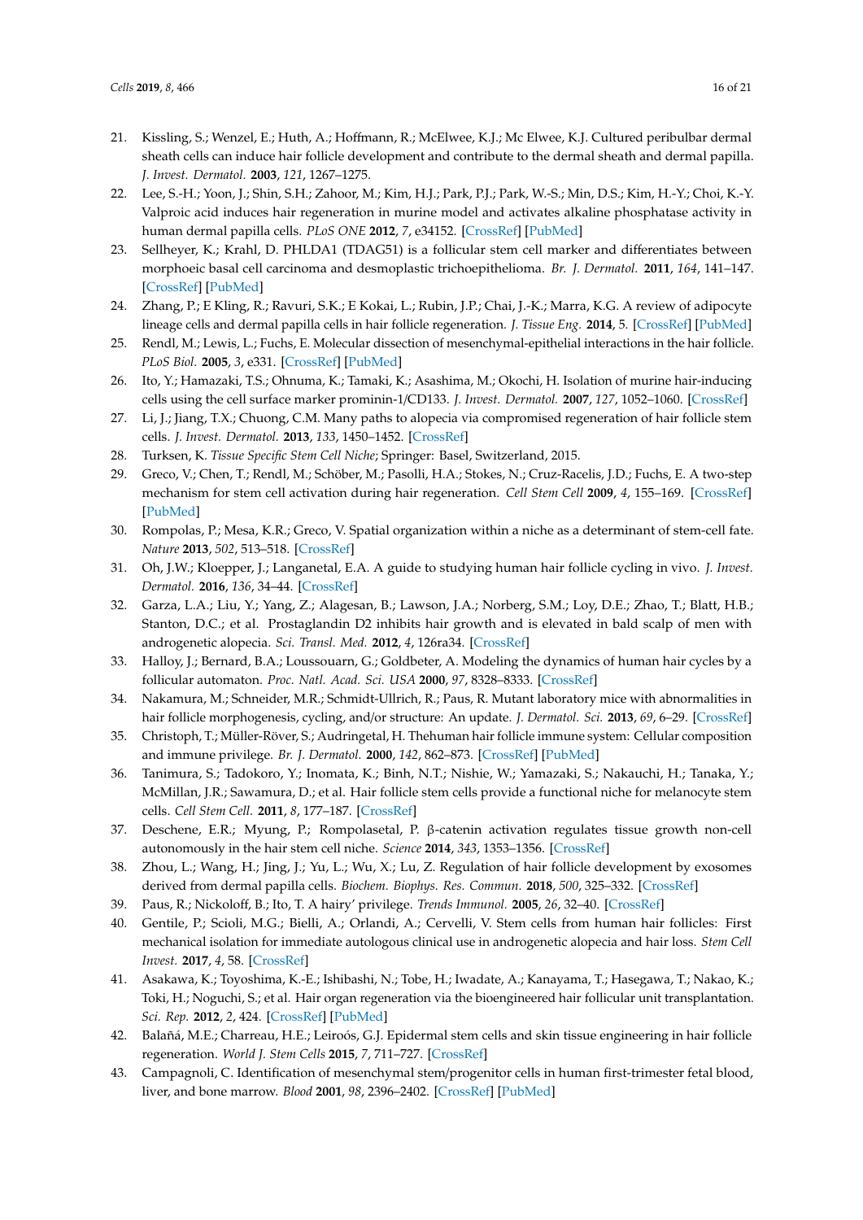21. Kissling, S.; Wenzel, E.; Huth, A.; Hoffmann, R.; McElwee, K.J.; Mc Elwee, K.J. Cultured peribulbar dermal sheath cells can induce hair follicle development and contribute to the dermal sheath and dermal papilla. *J. Invest. Dermatol.* **2003**, *121*, 1267–1275.
22. Lee, S.-H.; Yoon, J.; Shin, S.H.; Zahoor, M.; Kim, H.J.; Park, P.J.; Park, W.-S.; Min, D.S.; Kim, H.-Y.; Choi, K.-Y. Valproic acid induces hair regeneration in murine model and activates alkaline phosphatase activity in human dermal papilla cells. *PLoS ONE* **2012**, *7*, e34152. [CrossRef] [PubMed]
23. Sellheyer, K.; Krahl, D. PHLDA1 (TDAG51) is a follicular stem cell marker and differentiates between morphoeic basal cell carcinoma and desmoplastic trichoepithelioma. *Br. J. Dermatol.* **2011**, *164*, 141–147. [CrossRef] [PubMed]
24. Zhang, P.; E Kling, R.; Ravuri, S.K.; E Kokai, L.; Rubin, J.P.; Chai, J.-K.; Marra, K.G. A review of adipocyte lineage cells and dermal papilla cells in hair follicle regeneration. *J. Tissue Eng.* **2014**, 5. [CrossRef] [PubMed]
25. Rendl, M.; Lewis, L.; Fuchs, E. Molecular dissection of mesenchymal-epithelial interactions in the hair follicle. *PLoS Biol.* **2005**, *3*, e331. [CrossRef] [PubMed]
26. Ito, Y.; Hamazaki, T.S.; Ohnuma, K.; Tamaki, K.; Asashima, M.; Okochi, H. Isolation of murine hair-inducing cells using the cell surface marker prominin-1/CD133. *J. Invest. Dermatol.* **2007**, *127*, 1052–1060. [CrossRef]
27. Li, J.; Jiang, T.X.; Chuong, C.M. Many paths to alopecia via compromised regeneration of hair follicle stem cells. *J. Invest. Dermatol.* **2013**, *133*, 1450–1452. [CrossRef]
28. Turksen, K. *Tissue Specific Stem Cell Niche*; Springer: Basel, Switzerland, 2015.
29. Greco, V.; Chen, T.; Rendl, M.; Schöber, M.; Pasolli, H.A.; Stokes, N.; Cruz-Racelis, J.D.; Fuchs, E. A two-step mechanism for stem cell activation during hair regeneration. *Cell Stem Cell* **2009**, *4*, 155–169. [CrossRef] [PubMed]
30. Rompolas, P.; Mesa, K.R.; Greco, V. Spatial organization within a niche as a determinant of stem-cell fate. *Nature* **2013**, *502*, 513–518. [CrossRef]
31. Oh, J.W.; Kloepper, J.; Langanetal, E.A. A guide to studying human hair follicle cycling in vivo. *J. Invest. Dermatol.* **2016**, *136*, 34–44. [CrossRef]
32. Garza, L.A.; Liu, Y.; Yang, Z.; Alagesan, B.; Lawson, J.A.; Norberg, S.M.; Loy, D.E.; Zhao, T.; Blatt, H.B.; Stanton, D.C.; et al. Prostaglandin D2 inhibits hair growth and is elevated in bald scalp of men with androgenetic alopecia. *Sci. Transl. Med.* **2012**, *4*, 126ra34. [CrossRef]
33. Halloy, J.; Bernard, B.A.; Loussouarn, G.; Goldbeter, A. Modeling the dynamics of human hair cycles by a follicular automaton. *Proc. Natl. Acad. Sci. USA* **2000**, *97*, 8328–8333. [CrossRef]
34. Nakamura, M.; Schneider, M.R.; Schmidt-Ullrich, R.; Paus, R. Mutant laboratory mice with abnormalities in hair follicle morphogenesis, cycling, and/or structure: An update. *J. Dermatol. Sci.* **2013**, *69*, 6–29. [CrossRef]
35. Christoph, T.; Müller-Röver, S.; Audringetal, H. Thehuman hair follicle immune system: Cellular composition and immune privilege. *Br. J. Dermatol.* **2000**, *142*, 862–873. [CrossRef] [PubMed]
36. Tanimura, S.; Tadokoro, Y.; Inomata, K.; Binh, N.T.; Nishie, W.; Yamazaki, S.; Nakauchi, H.; Tanaka, Y.; McMillan, J.R.; Sawamura, D.; et al. Hair follicle stem cells provide a functional niche for melanocyte stem cells. *Cell Stem Cell.* **2011**, *8*, 177–187. [CrossRef]
37. Deschene, E.R.; Myung, P.; Rompolasetal, P. β-catenin activation regulates tissue growth non-cell autonomously in the hair stem cell niche. *Science* **2014**, *343*, 1353–1356. [CrossRef]
38. Zhou, L.; Wang, H.; Jing, J.; Yu, L.; Wu, X.; Lu, Z. Regulation of hair follicle development by exosomes derived from dermal papilla cells. *Biochem. Biophys. Res. Commun.* **2018**, *500*, 325–332. [CrossRef]
39. Paus, R.; Nickoloff, B.; Ito, T. A hairy' privilege. *Trends Immunol.* **2005**, *26*, 32–40. [CrossRef]
40. Gentile, P.; Scioli, M.G.; Bielli, A.; Orlandi, A.; Cervelli, V. Stem cells from human hair follicles: First mechanical isolation for immediate autologous clinical use in androgenetic alopecia and hair loss. *Stem Cell Invest.* **2017**, *4*, 58. [CrossRef]
41. Asakawa, K.; Toyoshima, K.-E.; Ishibashi, N.; Tobe, H.; Iwadate, A.; Kanayama, T.; Hasegawa, T.; Nakao, K.; Toki, H.; Noguchi, S.; et al. Hair organ regeneration via the bioengineered hair follicular unit transplantation. *Sci. Rep.* **2012**, *2*, 424. [CrossRef] [PubMed]
42. Balañá, M.E.; Charreau, H.E.; Leiroós, G.J. Epidermal stem cells and skin tissue engineering in hair follicle regeneration. *World J. Stem Cells* **2015**, *7*, 711–727. [CrossRef]
43. Campagnoli, C. Identification of mesenchymal stem/progenitor cells in human first-trimester fetal blood, liver, and bone marrow. *Blood* **2001**, *98*, 2396–2402. [CrossRef] [PubMed]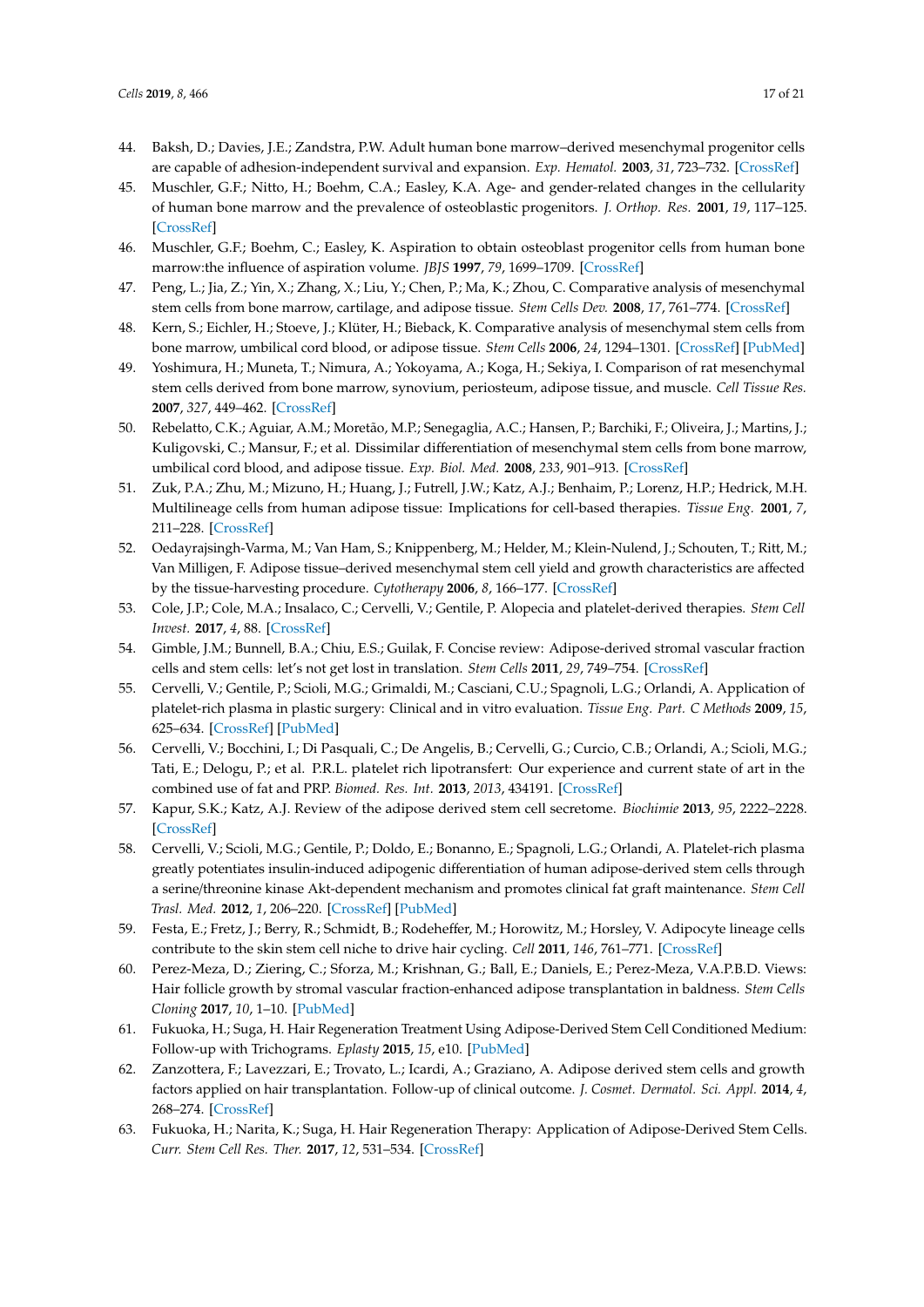44. Baksh, D.; Davies, J.E.; Zandstra, P.W. Adult human bone marrow–derived mesenchymal progenitor cells are capable of adhesion-independent survival and expansion. *Exp. Hematol.* **2003**, *31*, 723–732. [CrossRef]
45. Muschler, G.F.; Nitto, H.; Boehm, C.A.; Easley, K.A. Age- and gender-related changes in the cellularity of human bone marrow and the prevalence of osteoblastic progenitors. *J. Orthop. Res.* **2001**, *19*, 117–125. [CrossRef]
46. Muschler, G.F.; Boehm, C.; Easley, K. Aspiration to obtain osteoblast progenitor cells from human bone marrow:the influence of aspiration volume. *JBJS* **1997**, *79*, 1699–1709. [CrossRef]
47. Peng, L.; Jia, Z.; Yin, X.; Zhang, X.; Liu, Y.; Chen, P.; Ma, K.; Zhou, C. Comparative analysis of mesenchymal stem cells from bone marrow, cartilage, and adipose tissue. *Stem Cells Dev.* **2008**, *17*, 761–774. [CrossRef]
48. Kern, S.; Eichler, H.; Stoeve, J.; Klüter, H.; Bieback, K. Comparative analysis of mesenchymal stem cells from bone marrow, umbilical cord blood, or adipose tissue. *Stem Cells* **2006**, *24*, 1294–1301. [CrossRef] [PubMed]
49. Yoshimura, H.; Muneta, T.; Nimura, A.; Yokoyama, A.; Koga, H.; Sekiya, I. Comparison of rat mesenchymal stem cells derived from bone marrow, synovium, periosteum, adipose tissue, and muscle. *Cell Tissue Res.* **2007**, *327*, 449–462. [CrossRef]
50. Rebelatto, C.K.; Aguiar, A.M.; Moretão, M.P.; Senegaglia, A.C.; Hansen, P.; Barchiki, F.; Oliveira, J.; Martins, J.; Kuligovski, C.; Mansur, F.; et al. Dissimilar differentiation of mesenchymal stem cells from bone marrow, umbilical cord blood, and adipose tissue. *Exp. Biol. Med.* **2008**, *233*, 901–913. [CrossRef]
51. Zuk, P.A.; Zhu, M.; Mizuno, H.; Huang, J.; Futrell, J.W.; Katz, A.J.; Benhaim, P.; Lorenz, H.P.; Hedrick, M.H. Multilineage cells from human adipose tissue: Implications for cell-based therapies. *Tissue Eng.* **2001**, *7*, 211–228. [CrossRef]
52. Oedayrajsingh-Varma, M.; Van Ham, S.; Knippenberg, M.; Helder, M.; Klein-Nulend, J.; Schouten, T.; Ritt, M.; Van Milligen, F. Adipose tissue–derived mesenchymal stem cell yield and growth characteristics are affected by the tissue-harvesting procedure. *Cytotherapy* **2006**, *8*, 166–177. [CrossRef]
53. Cole, J.P.; Cole, M.A.; Insalaco, C.; Cervelli, V.; Gentile, P. Alopecia and platelet-derived therapies. *Stem Cell Invest.* **2017**, *4*, 88. [CrossRef]
54. Gimble, J.M.; Bunnell, B.A.; Chiu, E.S.; Guilak, F. Concise review: Adipose-derived stromal vascular fraction cells and stem cells: let's not get lost in translation. *Stem Cells* **2011**, *29*, 749–754. [CrossRef]
55. Cervelli, V.; Gentile, P.; Scioli, M.G.; Grimaldi, M.; Casciani, C.U.; Spagnoli, L.G.; Orlandi, A. Application of platelet-rich plasma in plastic surgery: Clinical and in vitro evaluation. *Tissue Eng. Part. C Methods* **2009**, *15*, 625–634. [CrossRef] [PubMed]
56. Cervelli, V.; Bocchini, I.; Di Pasquali, C.; De Angelis, B.; Cervelli, G.; Curcio, C.B.; Orlandi, A.; Scioli, M.G.; Tati, E.; Delogu, P.; et al. P.R.L. platelet rich lipotransfert: Our experience and current state of art in the combined use of fat and PRP. *Biomed. Res. Int.* **2013**, *2013*, 434191. [CrossRef]
57. Kapur, S.K.; Katz, A.J. Review of the adipose derived stem cell secretome. *Biochimie* **2013**, *95*, 2222–2228. [CrossRef]
58. Cervelli, V.; Scioli, M.G.; Gentile, P.; Doldo, E.; Bonanno, E.; Spagnoli, L.G.; Orlandi, A. Platelet-rich plasma greatly potentiates insulin-induced adipogenic differentiation of human adipose-derived stem cells through a serine/threonine kinase Akt-dependent mechanism and promotes clinical fat graft maintenance. *Stem Cell Trasl. Med.* **2012**, *1*, 206–220. [CrossRef] [PubMed]
59. Festa, E.; Fretz, J.; Berry, R.; Schmidt, B.; Rodeheffer, M.; Horowitz, M.; Horsley, V. Adipocyte lineage cells contribute to the skin stem cell niche to drive hair cycling. *Cell* **2011**, *146*, 761–771. [CrossRef]
60. Perez-Meza, D.; Ziering, C.; Sforza, M.; Krishnan, G.; Ball, E.; Daniels, E.; Perez-Meza, V.A.P.B.D. Views: Hair follicle growth by stromal vascular fraction-enhanced adipose transplantation in baldness. *Stem Cells Cloning* **2017**, *10*, 1–10. [PubMed]
61. Fukuoka, H.; Suga, H. Hair Regeneration Treatment Using Adipose-Derived Stem Cell Conditioned Medium: Follow-up with Trichograms. *Eplasty* **2015**, *15*, e10. [PubMed]
62. Zanzottera, F.; Lavezzari, E.; Trovato, L.; Icardi, A.; Graziano, A. Adipose derived stem cells and growth factors applied on hair transplantation. Follow-up of clinical outcome. *J. Cosmet. Dermatol. Sci. Appl.* **2014**, *4*, 268–274. [CrossRef]
63. Fukuoka, H.; Narita, K.; Suga, H. Hair Regeneration Therapy: Application of Adipose-Derived Stem Cells. *Curr. Stem Cell Res. Ther.* **2017**, *12*, 531–534. [CrossRef]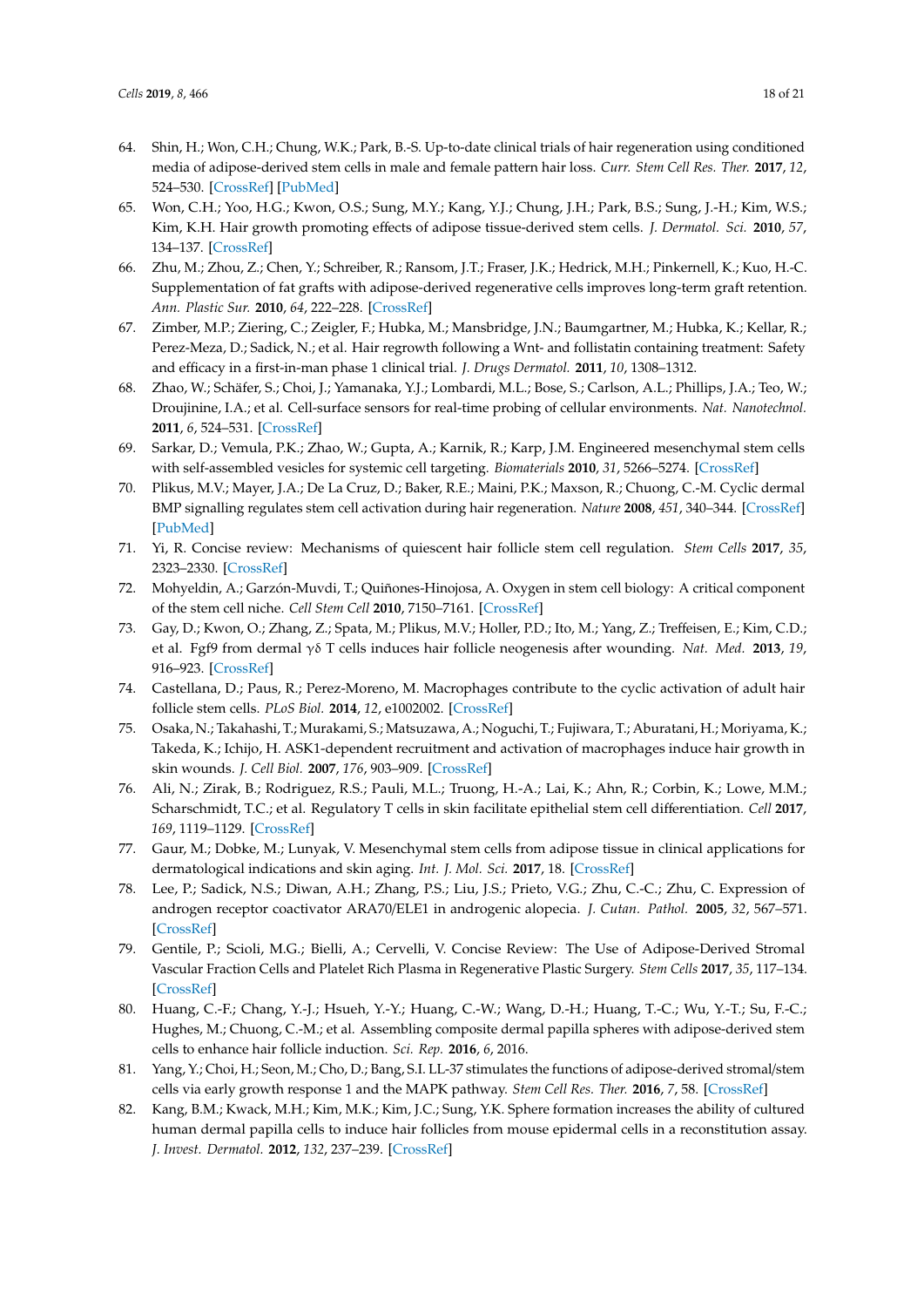64. Shin, H.; Won, C.H.; Chung, W.K.; Park, B.-S. Up-to-date clinical trials of hair regeneration using conditioned media of adipose-derived stem cells in male and female pattern hair loss. *Curr. Stem Cell Res. Ther.* **2017**, *12*, 524–530. [CrossRef] [PubMed]
65. Won, C.H.; Yoo, H.G.; Kwon, O.S.; Sung, M.Y.; Kang, Y.J.; Chung, J.H.; Park, B.S.; Sung, J.-H.; Kim, W.S.; Kim, K.H. Hair growth promoting effects of adipose tissue-derived stem cells. *J. Dermatol. Sci.* **2010**, *57*, 134–137. [CrossRef]
66. Zhu, M.; Zhou, Z.; Chen, Y.; Schreiber, R.; Ransom, J.T.; Fraser, J.K.; Hedrick, M.H.; Pinkernell, K.; Kuo, H.-C. Supplementation of fat grafts with adipose-derived regenerative cells improves long-term graft retention. *Ann. Plastic Sur.* **2010**, *64*, 222–228. [CrossRef]
67. Zimber, M.P.; Ziering, C.; Zeigler, F.; Hubka, M.; Mansbridge, J.N.; Baumgartner, M.; Hubka, K.; Kellar, R.; Perez-Meza, D.; Sadick, N.; et al. Hair regrowth following a Wnt- and follistatin containing treatment: Safety and efficacy in a first-in-man phase 1 clinical trial. *J. Drugs Dermatol.* **2011**, *10*, 1308–1312.
68. Zhao, W.; Schäfer, S.; Choi, J.; Yamanaka, Y.J.; Lombardi, M.L.; Bose, S.; Carlson, A.L.; Phillips, J.A.; Teo, W.; Droujinine, I.A.; et al. Cell-surface sensors for real-time probing of cellular environments. *Nat. Nanotechnol.* **2011**, *6*, 524–531. [CrossRef]
69. Sarkar, D.; Vemula, P.K.; Zhao, W.; Gupta, A.; Karnik, R.; Karp, J.M. Engineered mesenchymal stem cells with self-assembled vesicles for systemic cell targeting. *Biomaterials* **2010**, *31*, 5266–5274. [CrossRef]
70. Plikus, M.V.; Mayer, J.A.; De La Cruz, D.; Baker, R.E.; Maini, P.K.; Maxson, R.; Chuong, C.-M. Cyclic dermal BMP signalling regulates stem cell activation during hair regeneration. *Nature* **2008**, *451*, 340–344. [CrossRef] [PubMed]
71. Yi, R. Concise review: Mechanisms of quiescent hair follicle stem cell regulation. *Stem Cells* **2017**, *35*, 2323–2330. [CrossRef]
72. Mohyeldin, A.; Garzón-Muvdi, T.; Quiñones-Hinojosa, A. Oxygen in stem cell biology: A critical component of the stem cell niche. *Cell Stem Cell* **2010**, 7150–7161. [CrossRef]
73. Gay, D.; Kwon, O.; Zhang, Z.; Spata, M.; Plikus, M.V.; Holler, P.D.; Ito, M.; Yang, Z.; Treffeisen, E.; Kim, C.D.; et al. Fgf9 from dermal γδ T cells induces hair follicle neogenesis after wounding. *Nat. Med.* **2013**, *19*, 916–923. [CrossRef]
74. Castellana, D.; Paus, R.; Perez-Moreno, M. Macrophages contribute to the cyclic activation of adult hair follicle stem cells. *PLoS Biol.* **2014**, *12*, e1002002. [CrossRef]
75. Osaka, N.; Takahashi, T.; Murakami, S.; Matsuzawa, A.; Noguchi, T.; Fujiwara, T.; Aburatani, H.; Moriyama, K.; Takeda, K.; Ichijo, H. ASK1-dependent recruitment and activation of macrophages induce hair growth in skin wounds. *J. Cell Biol.* **2007**, *176*, 903–909. [CrossRef]
76. Ali, N.; Zirak, B.; Rodriguez, R.S.; Pauli, M.L.; Truong, H.-A.; Lai, K.; Ahn, R.; Corbin, K.; Lowe, M.M.; Scharschmidt, T.C.; et al. Regulatory T cells in skin facilitate epithelial stem cell differentiation. *Cell* **2017**, *169*, 1119–1129. [CrossRef]
77. Gaur, M.; Dobke, M.; Lunyak, V. Mesenchymal stem cells from adipose tissue in clinical applications for dermatological indications and skin aging. *Int. J. Mol. Sci.* **2017**, 18. [CrossRef]
78. Lee, P.; Sadick, N.S.; Diwan, A.H.; Zhang, P.S.; Liu, J.S.; Prieto, V.G.; Zhu, C.-C.; Zhu, C. Expression of androgen receptor coactivator ARA70/ELE1 in androgenic alopecia. *J. Cutan. Pathol.* **2005**, *32*, 567–571. [CrossRef]
79. Gentile, P.; Scioli, M.G.; Bielli, A.; Cervelli, V. Concise Review: The Use of Adipose-Derived Stromal Vascular Fraction Cells and Platelet Rich Plasma in Regenerative Plastic Surgery. *Stem Cells* **2017**, *35*, 117–134. [CrossRef]
80. Huang, C.-F.; Chang, Y.-J.; Hsueh, Y.-Y.; Huang, C.-W.; Wang, D.-H.; Huang, T.-C.; Wu, Y.-T.; Su, F.-C.; Hughes, M.; Chuong, C.-M.; et al. Assembling composite dermal papilla spheres with adipose-derived stem cells to enhance hair follicle induction. *Sci. Rep.* **2016**, *6*, 2016.
81. Yang, Y.; Choi, H.; Seon, M.; Cho, D.; Bang, S.I. LL-37 stimulates the functions of adipose-derived stromal/stem cells via early growth response 1 and the MAPK pathway. *Stem Cell Res. Ther.* **2016**, *7*, 58. [CrossRef]
82. Kang, B.M.; Kwack, M.H.; Kim, M.K.; Kim, J.C.; Sung, Y.K. Sphere formation increases the ability of cultured human dermal papilla cells to induce hair follicles from mouse epidermal cells in a reconstitution assay. *J. Invest. Dermatol.* **2012**, *132*, 237–239. [CrossRef]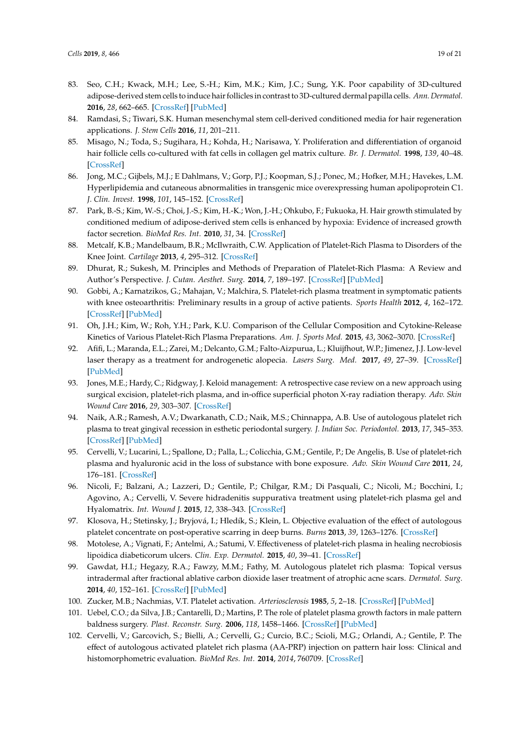83. Seo, C.H.; Kwack, M.H.; Lee, S.-H.; Kim, M.K.; Kim, J.C.; Sung, Y.K. Poor capability of 3D-cultured adipose-derived stem cells to induce hair follicles in contrast to 3D-cultured dermal papilla cells. *Ann. Dermatol.* **2016**, *28*, 662–665. [CrossRef] [PubMed]
84. Ramdasi, S.; Tiwari, S.K. Human mesenchymal stem cell-derived conditioned media for hair regeneration applications. *J. Stem Cells* **2016**, *11*, 201–211.
85. Misago, N.; Toda, S.; Sugihara, H.; Kohda, H.; Narisawa, Y. Proliferation and differentiation of organoid hair follicle cells co-cultured with fat cells in collagen gel matrix culture. *Br. J. Dermatol.* **1998**, *139*, 40–48. [CrossRef]
86. Jong, M.C.; Gijbels, M.J.; E Dahlmans, V.; Gorp, P.J.; Koopman, S.J.; Ponec, M.; Hofker, M.H.; Havekes, L.M. Hyperlipidemia and cutaneous abnormalities in transgenic mice overexpressing human apolipoprotein C1. *J. Clin. Invest.* **1998**, *101*, 145–152. [CrossRef]
87. Park, B.-S.; Kim, W.-S.; Choi, J.-S.; Kim, H.-K.; Won, J.-H.; Ohkubo, F.; Fukuoka, H. Hair growth stimulated by conditioned medium of adipose-derived stem cells is enhanced by hypoxia: Evidence of increased growth factor secretion. *BioMed Res. Int.* **2010**, *31*, 34. [CrossRef]
88. Metcalf, K.B.; Mandelbaum, B.R.; McIlwraith, C.W. Application of Platelet-Rich Plasma to Disorders of the Knee Joint. *Cartilage* **2013**, *4*, 295–312. [CrossRef]
89. Dhurat, R.; Sukesh, M. Principles and Methods of Preparation of Platelet-Rich Plasma: A Review and Author's Perspective. *J. Cutan. Aesthet. Surg.* **2014**, *7*, 189–197. [CrossRef] [PubMed]
90. Gobbi, A.; Karnatzikos, G.; Mahajan, V.; Malchira, S. Platelet-rich plasma treatment in symptomatic patients with knee osteoarthritis: Preliminary results in a group of active patients. *Sports Health* **2012**, *4*, 162–172. [CrossRef] [PubMed]
91. Oh, J.H.; Kim, W.; Roh, Y.H.; Park, K.U. Comparison of the Cellular Composition and Cytokine-Release Kinetics of Various Platelet-Rich Plasma Preparations. *Am. J. Sports Med.* **2015**, *43*, 3062–3070. [CrossRef]
92. Afifi, L.; Maranda, E.L.; Zarei, M.; Delcanto, G.M.; Falto-Aizpurua, L.; Kluijfhout, W.P.; Jimenez, J.J. Low-level laser therapy as a treatment for androgenetic alopecia. *Lasers Surg. Med.* **2017**, *49*, 27–39. [CrossRef] [PubMed]
93. Jones, M.E.; Hardy, C.; Ridgway, J. Keloid management: A retrospective case review on a new approach using surgical excision, platelet-rich plasma, and in-office superficial photon X-ray radiation therapy. *Adv. Skin Wound Care* **2016**, *29*, 303–307. [CrossRef]
94. Naik, A.R.; Ramesh, A.V.; Dwarkanath, C.D.; Naik, M.S.; Chinnappa, A.B. Use of autologous platelet rich plasma to treat gingival recession in esthetic periodontal surgery. *J. Indian Soc. Periodontol.* **2013**, *17*, 345–353. [CrossRef] [PubMed]
95. Cervelli, V.; Lucarini, L.; Spallone, D.; Palla, L.; Colicchia, G.M.; Gentile, P.; De Angelis, B. Use of platelet-rich plasma and hyaluronic acid in the loss of substance with bone exposure. *Adv. Skin Wound Care* **2011**, *24*, 176–181. [CrossRef]
96. Nicoli, F.; Balzani, A.; Lazzeri, D.; Gentile, P.; Chilgar, R.M.; Di Pasquali, C.; Nicoli, M.; Bocchini, I.; Agovino, A.; Cervelli, V. Severe hidradenitis suppurativa treatment using platelet-rich plasma gel and Hyalomatrix. *Int. Wound J.* **2015**, *12*, 338–343. [CrossRef]
97. Klosova, H.; Stetinsky, J.; Bryjová, I.; Hledík, S.; Klein, L. Objective evaluation of the effect of autologous platelet concentrate on post-operative scarring in deep burns. *Burns* **2013**, *39*, 1263–1276. [CrossRef]
98. Motolese, A.; Vignati, F.; Antelmi, A.; Saturni, V. Effectiveness of platelet-rich plasma in healing necrobiosis lipoidica diabeticorum ulcers. *Clin. Exp. Dermatol.* **2015**, *40*, 39–41. [CrossRef]
99. Gawdat, H.I.; Hegazy, R.A.; Fawzy, M.M.; Fathy, M. Autologous platelet rich plasma: Topical versus intradermal after fractional ablative carbon dioxide laser treatment of atrophic acne scars. *Dermatol. Surg.* **2014**, *40*, 152–161. [CrossRef] [PubMed]
100. Zucker, M.B.; Nachmias, V.T. Platelet activation. *Arteriosclerosis* **1985**, *5*, 2–18. [CrossRef] [PubMed]
101. Uebel, C.O.; da Silva, J.B.; Cantarelli, D.; Martins, P. The role of platelet plasma growth factors in male pattern baldness surgery. *Plast. Reconstr. Surg.* **2006**, *118*, 1458–1466. [CrossRef] [PubMed]
102. Cervelli, V.; Garcovich, S.; Bielli, A.; Cervelli, G.; Curcio, B.C.; Scioli, M.G.; Orlandi, A.; Gentile, P. The effect of autologous activated platelet rich plasma (AA-PRP) injection on pattern hair loss: Clinical and histomorphometric evaluation. *BioMed Res. Int.* **2014**, *2014*, 760709. [CrossRef]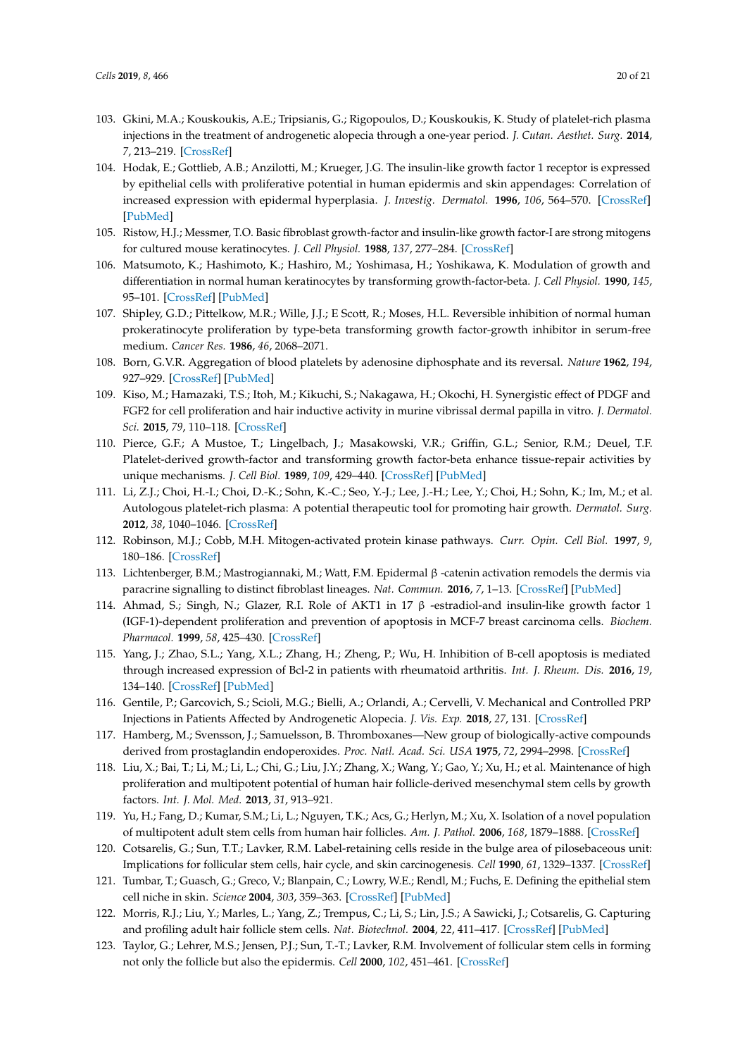103. Gkini, M.A.; Kouskoukis, A.E.; Tripsianis, G.; Rigopoulos, D.; Kouskoukis, K. Study of platelet-rich plasma injections in the treatment of androgenetic alopecia through a one-year period. *J. Cutan. Aesthet. Surg.* **2014**, *7*, 213–219. [CrossRef]
104. Hodak, E.; Gottlieb, A.B.; Anzilotti, M.; Krueger, J.G. The insulin-like growth factor 1 receptor is expressed by epithelial cells with proliferative potential in human epidermis and skin appendages: Correlation of increased expression with epidermal hyperplasia. *J. Investig. Dermatol.* **1996**, *106*, 564–570. [CrossRef] [PubMed]
105. Ristow, H.J.; Messmer, T.O. Basic fibroblast growth-factor and insulin-like growth factor-I are strong mitogens for cultured mouse keratinocytes. *J. Cell Physiol.* **1988**, *137*, 277–284. [CrossRef]
106. Matsumoto, K.; Hashimoto, K.; Hashiro, M.; Yoshimasa, H.; Yoshikawa, K. Modulation of growth and differentiation in normal human keratinocytes by transforming growth-factor-beta. *J. Cell Physiol.* **1990**, *145*, 95–101. [CrossRef] [PubMed]
107. Shipley, G.D.; Pittelkow, M.R.; Wille, J.J.; E Scott, R.; Moses, H.L. Reversible inhibition of normal human prokeratinocyte proliferation by type-beta transforming growth factor-growth inhibitor in serum-free medium. *Cancer Res.* **1986**, *46*, 2068–2071.
108. Born, G.V.R. Aggregation of blood platelets by adenosine diphosphate and its reversal. *Nature* **1962**, *194*, 927–929. [CrossRef] [PubMed]
109. Kiso, M.; Hamazaki, T.S.; Itoh, M.; Kikuchi, S.; Nakagawa, H.; Okochi, H. Synergistic effect of PDGF and FGF2 for cell proliferation and hair inductive activity in murine vibrissal dermal papilla in vitro. *J. Dermatol. Sci.* **2015**, *79*, 110–118. [CrossRef]
110. Pierce, G.F.; A Mustoe, T.; Lingelbach, J.; Masakowski, V.R.; Griffin, G.L.; Senior, R.M.; Deuel, T.F. Platelet-derived growth-factor and transforming growth factor-beta enhance tissue-repair activities by unique mechanisms. *J. Cell Biol.* **1989**, *109*, 429–440. [CrossRef] [PubMed]
111. Li, Z.J.; Choi, H.-I.; Choi, D.-K.; Sohn, K.-C.; Seo, Y.-J.; Lee, J.-H.; Lee, Y.; Choi, H.; Sohn, K.; Im, M.; et al. Autologous platelet-rich plasma: A potential therapeutic tool for promoting hair growth. *Dermatol. Surg.* **2012**, *38*, 1040–1046. [CrossRef]
112. Robinson, M.J.; Cobb, M.H. Mitogen-activated protein kinase pathways. *Curr. Opin. Cell Biol.* **1997**, *9*, 180–186. [CrossRef]
113. Lichtenberger, B.M.; Mastrogiannaki, M.; Watt, F.M. Epidermal β -catenin activation remodels the dermis via paracrine signalling to distinct fibroblast lineages. *Nat. Commun.* **2016**, *7*, 1–13. [CrossRef] [PubMed]
114. Ahmad, S.; Singh, N.; Glazer, R.I. Role of AKT1 in 17 β -estradiol-and insulin-like growth factor 1 (IGF-1)-dependent proliferation and prevention of apoptosis in MCF-7 breast carcinoma cells. *Biochem. Pharmacol.* **1999**, *58*, 425–430. [CrossRef]
115. Yang, J.; Zhao, S.L.; Yang, X.L.; Zhang, H.; Zheng, P.; Wu, H. Inhibition of B-cell apoptosis is mediated through increased expression of Bcl-2 in patients with rheumatoid arthritis. *Int. J. Rheum. Dis.* **2016**, *19*, 134–140. [CrossRef] [PubMed]
116. Gentile, P.; Garcovich, S.; Scioli, M.G.; Bielli, A.; Orlandi, A.; Cervelli, V. Mechanical and Controlled PRP Injections in Patients Affected by Androgenetic Alopecia. *J. Vis. Exp.* **2018**, *27*, 131. [CrossRef]
117. Hamberg, M.; Svensson, J.; Samuelsson, B. Thromboxanes—New group of biologically-active compounds derived from prostaglandin endoperoxides. *Proc. Natl. Acad. Sci. USA* **1975**, *72*, 2994–2998. [CrossRef]
118. Liu, X.; Bai, T.; Li, M.; Li, L.; Chi, G.; Liu, J.Y.; Zhang, X.; Wang, Y.; Gao, Y.; Xu, H.; et al. Maintenance of high proliferation and multipotent potential of human hair follicle-derived mesenchymal stem cells by growth factors. *Int. J. Mol. Med.* **2013**, *31*, 913–921.
119. Yu, H.; Fang, D.; Kumar, S.M.; Li, L.; Nguyen, T.K.; Acs, G.; Herlyn, M.; Xu, X. Isolation of a novel population of multipotent adult stem cells from human hair follicles. *Am. J. Pathol.* **2006**, *168*, 1879–1888. [CrossRef]
120. Cotsarelis, G.; Sun, T.T.; Lavker, R.M. Label-retaining cells reside in the bulge area of pilosebaceous unit: Implications for follicular stem cells, hair cycle, and skin carcinogenesis. *Cell* **1990**, *61*, 1329–1337. [CrossRef]
121. Tumbar, T.; Guasch, G.; Greco, V.; Blanpain, C.; Lowry, W.E.; Rendl, M.; Fuchs, E. Defining the epithelial stem cell niche in skin. *Science* **2004**, *303*, 359–363. [CrossRef] [PubMed]
122. Morris, R.J.; Liu, Y.; Marles, L.; Yang, Z.; Trempus, C.; Li, S.; Lin, J.S.; A Sawicki, J.; Cotsarelis, G. Capturing and profiling adult hair follicle stem cells. *Nat. Biotechnol.* **2004**, *22*, 411–417. [CrossRef] [PubMed]
123. Taylor, G.; Lehrer, M.S.; Jensen, P.J.; Sun, T.-T.; Lavker, R.M. Involvement of follicular stem cells in forming not only the follicle but also the epidermis. *Cell* **2000**, *102*, 451–461. [CrossRef]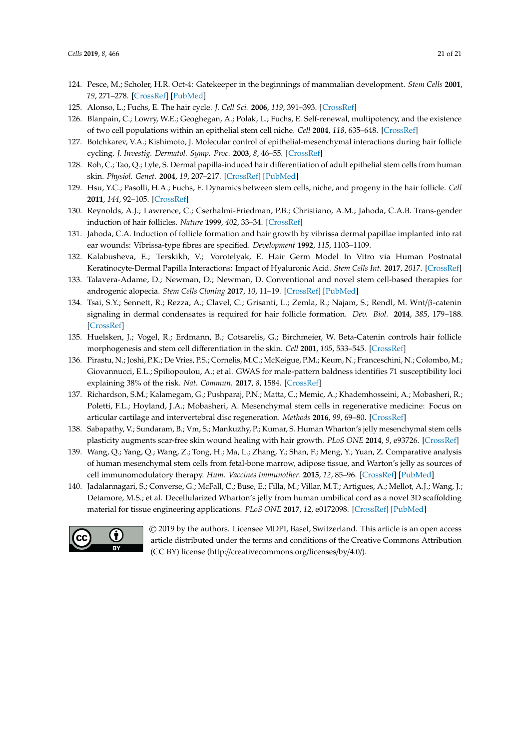124. Pesce, M.; Scholer, H.R. Oct-4: Gatekeeper in the beginnings of mammalian development. *Stem Cells* **2001**, *19*, 271–278. [CrossRef] [PubMed]
125. Alonso, L.; Fuchs, E. The hair cycle. *J. Cell Sci.* **2006**, *119*, 391–393. [CrossRef]
126. Blanpain, C.; Lowry, W.E.; Geoghegan, A.; Polak, L.; Fuchs, E. Self-renewal, multipotency, and the existence of two cell populations within an epithelial stem cell niche. *Cell* **2004**, *118*, 635–648. [CrossRef]
127. Botchkarev, V.A.; Kishimoto, J. Molecular control of epithelial-mesenchymal interactions during hair follicle cycling. *J. Investig. Dermatol. Symp. Proc.* **2003**, *8*, 46–55. [CrossRef]
128. Roh, C.; Tao, Q.; Lyle, S. Dermal papilla-induced hair differentiation of adult epithelial stem cells from human skin. *Physiol. Genet.* **2004**, *19*, 207–217. [CrossRef] [PubMed]
129. Hsu, Y.C.; Pasolli, H.A.; Fuchs, E. Dynamics between stem cells, niche, and progeny in the hair follicle. *Cell* **2011**, *144*, 92–105. [CrossRef]
130. Reynolds, A.J.; Lawrence, C.; Cserhalmi-Friedman, P.B.; Christiano, A.M.; Jahoda, C.A.B. Trans-gender induction of hair follicles. *Nature* **1999**, *402*, 33–34. [CrossRef]
131. Jahoda, C.A. Induction of follicle formation and hair growth by vibrissa dermal papillae implanted into rat ear wounds: Vibrissa-type fibres are specified. *Development* **1992**, *115*, 1103–1109.
132. Kalabusheva, E.; Terskikh, V.; Vorotelyak, E. Hair Germ Model In Vitro via Human Postnatal Keratinocyte-Dermal Papilla Interactions: Impact of Hyaluronic Acid. *Stem Cells Int.* **2017**, *2017*. [CrossRef]
133. Talavera-Adame, D.; Newman, D.; Newman, D. Conventional and novel stem cell-based therapies for androgenic alopecia. *Stem Cells Cloning* **2017**, *10*, 11–19. [CrossRef] [PubMed]
134. Tsai, S.Y.; Sennett, R.; Rezza, A.; Clavel, C.; Grisanti, L.; Zemla, R.; Najam, S.; Rendl, M. Wnt/β-catenin signaling in dermal condensates is required for hair follicle formation. *Dev. Biol.* **2014**, *385*, 179–188. [CrossRef]
135. Huelsken, J.; Vogel, R.; Erdmann, B.; Cotsarelis, G.; Birchmeier, W. Beta-Catenin controls hair follicle morphogenesis and stem cell differentiation in the skin. *Cell* **2001**, *105*, 533–545. [CrossRef]
136. Pirastu, N.; Joshi, P.K.; De Vries, P.S.; Cornelis, M.C.; McKeigue, P.M.; Keum, N.; Franceschini, N.; Colombo, M.; Giovannucci, E.L.; Spiliopoulou, A.; et al. GWAS for male-pattern baldness identifies 71 susceptibility loci explaining 38% of the risk. *Nat. Commun.* **2017**, *8*, 1584. [CrossRef]
137. Richardson, S.M.; Kalamegam, G.; Pushparaj, P.N.; Matta, C.; Memic, A.; Khademhosseini, A.; Mobasheri, R.; Poletti, F.L.; Hoyland, J.A.; Mobasheri, A. Mesenchymal stem cells in regenerative medicine: Focus on articular cartilage and intervertebral disc regeneration. *Methods* **2016**, *99*, 69–80. [CrossRef]
138. Sabapathy, V.; Sundaram, B.; Vm, S.; Mankuzhy, P.; Kumar, S. Human Wharton's jelly mesenchymal stem cells plasticity augments scar-free skin wound healing with hair growth. *PLoS ONE* **2014**, *9*, e93726. [CrossRef]
139. Wang, Q.; Yang, Q.; Wang, Z.; Tong, H.; Ma, L.; Zhang, Y.; Shan, F.; Meng, Y.; Yuan, Z. Comparative analysis of human mesenchymal stem cells from fetal-bone marrow, adipose tissue, and Warton's jelly as sources of cell immunomodulatory therapy. *Hum. Vaccines Immunother.* **2015**, *12*, 85–96. [CrossRef] [PubMed]
140. Jadalannagari, S.; Converse, G.; McFall, C.; Buse, E.; Filla, M.; Villar, M.T.; Artigues, A.; Mellot, A.J.; Wang, J.; Detamore, M.S.; et al. Decellularized Wharton's jelly from human umbilical cord as a novel 3D scaffolding material for tissue engineering applications. *PLoS ONE* **2017**, *12*, e0172098. [CrossRef] [PubMed]

© 2019 by the authors. Licensee MDPI, Basel, Switzerland. This article is an open access article distributed under the terms and conditions of the Creative Commons Attribution (CC BY) license (http://creativecommons.org/licenses/by/4.0/).